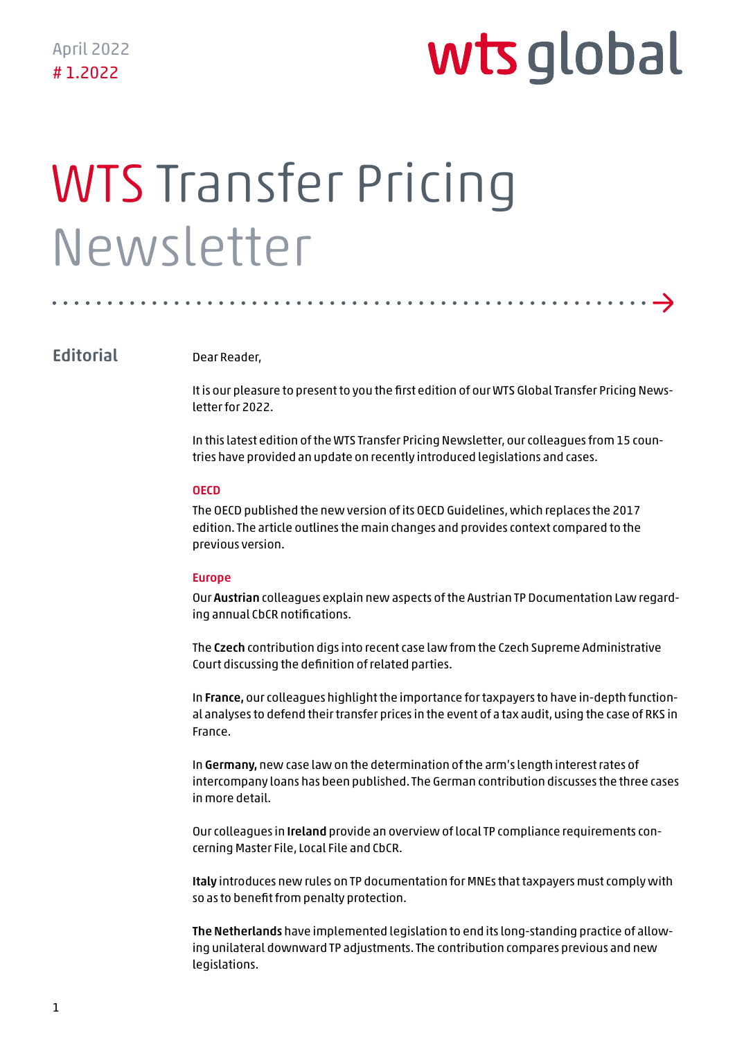April 2022
# 1.2022

wts global

# WTS Transfer Pricing Newsletter

## Editorial

Dear Reader,

It is our pleasure to present to you the first edition of our WTS Global Transfer Pricing Newsletter for 2022.

In this latest edition of the WTS Transfer Pricing Newsletter, our colleagues from 15 countries have provided an update on recently introduced legislations and cases.

### OECD

The OECD published the new version of its OECD Guidelines, which replaces the 2017 edition. The article outlines the main changes and provides context compared to the previous version.

### Europe

Our **Austrian** colleagues explain new aspects of the Austrian TP Documentation Law regarding annual CbCR notifications.

The **Czech** contribution digs into recent case law from the Czech Supreme Administrative Court discussing the definition of related parties.

In **France,** our colleagues highlight the importance for taxpayers to have in-depth functional analyses to defend their transfer prices in the event of a tax audit, using the case of RKS in France.

In **Germany,** new case law on the determination of the arm's length interest rates of intercompany loans has been published. The German contribution discusses the three cases in more detail.

Our colleagues in **Ireland** provide an overview of local TP compliance requirements concerning Master File, Local File and CbCR.

**Italy** introduces new rules on TP documentation for MNEs that taxpayers must comply with so as to benefit from penalty protection.

**The Netherlands** have implemented legislation to end its long-standing practice of allowing unilateral downward TP adjustments. The contribution compares previous and new legislations.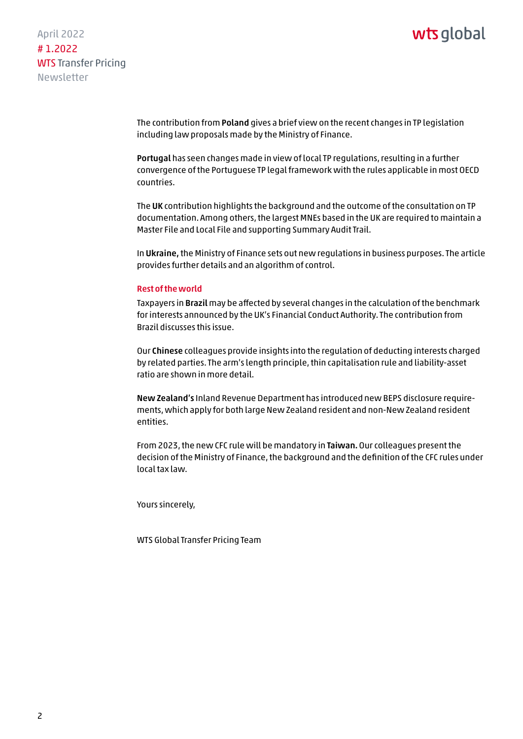The contribution from **Poland** gives a brief view on the recent changes in TP legislation including law proposals made by the Ministry of Finance.

**Portugal** has seen changes made in view of local TP regulations, resulting in a further convergence of the Portuguese TP legal framework with the rules applicable in most OECD countries.

The **UK** contribution highlights the background and the outcome of the consultation on TP documentation. Among others, the largest MNEs based in the UK are required to maintain a Master File and Local File and supporting Summary Audit Trail.

In **Ukraine,** the Ministry of Finance sets out new regulations in business purposes. The article provides further details and an algorithm of control.

### Rest of the world

Taxpayers in **Brazil** may be affected by several changes in the calculation of the benchmark for interests announced by the UK's Financial Conduct Authority. The contribution from Brazil discusses this issue.

Our **Chinese** colleagues provide insights into the regulation of deducting interests charged by related parties. The arm's length principle, thin capitalisation rule and liability-asset ratio are shown in more detail.

**New Zealand's** Inland Revenue Department has introduced new BEPS disclosure requirements, which apply for both large New Zealand resident and non-New Zealand resident entities.

From 2023, the new CFC rule will be mandatory in **Taiwan.** Our colleagues present the decision of the Ministry of Finance, the background and the definition of the CFC rules under local tax law.

Yours sincerely,

WTS Global Transfer Pricing Team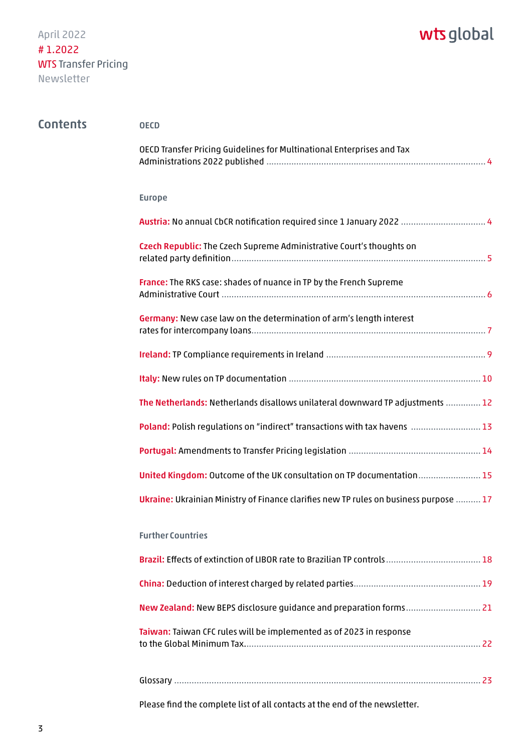April 2022
# 1.2022
WTS Transfer Pricing
Newsletter

wts global

## Contents

### OECD

OECD Transfer Pricing Guidelines for Multinational Enterprises and Tax Administrations 2022 published ... 4

### Europe

**Austria:** No annual CbCR notification required since 1 January 2022 ... 4

**Czech Republic:** The Czech Supreme Administrative Court's thoughts on related party definition ... 5

**France:** The RKS case: shades of nuance in TP by the French Supreme Administrative Court ... 6

**Germany:** New case law on the determination of arm's length interest rates for intercompany loans ... 7

**Ireland:** TP Compliance requirements in Ireland ... 9

**Italy:** New rules on TP documentation ... 10

**The Netherlands:** Netherlands disallows unilateral downward TP adjustments ... 12

**Poland:** Polish regulations on "indirect" transactions with tax havens ... 13

**Portugal:** Amendments to Transfer Pricing legislation ... 14

**United Kingdom:** Outcome of the UK consultation on TP documentation ... 15

**Ukraine:** Ukrainian Ministry of Finance clarifies new TP rules on business purpose ... 17

### Further Countries

**Brazil:** Effects of extinction of LIBOR rate to Brazilian TP controls ... 18

**China:** Deduction of interest charged by related parties ... 19

**New Zealand:** New BEPS disclosure guidance and preparation forms ... 21

**Taiwan:** Taiwan CFC rules will be implemented as of 2023 in response to the Global Minimum Tax ... 22

Glossary ... 23

Please find the complete list of all contacts at the end of the newsletter.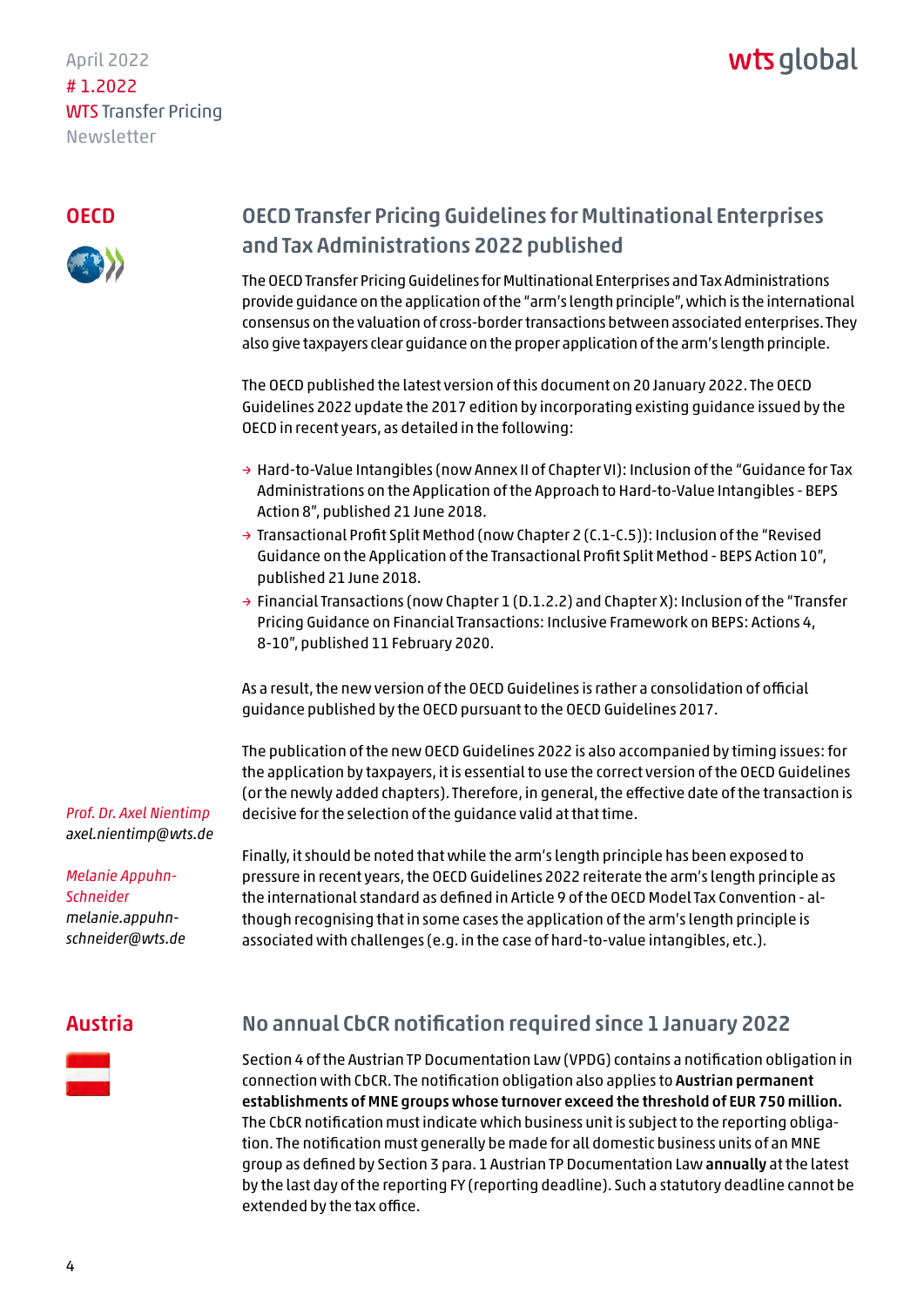## OECD

### OECD Transfer Pricing Guidelines for Multinational Enterprises and Tax Administrations 2022 published

The OECD Transfer Pricing Guidelines for Multinational Enterprises and Tax Administrations provide guidance on the application of the "arm's length principle", which is the international consensus on the valuation of cross-border transactions between associated enterprises. They also give taxpayers clear guidance on the proper application of the arm's length principle.

The OECD published the latest version of this document on 20 January 2022. The OECD Guidelines 2022 update the 2017 edition by incorporating existing guidance issued by the OECD in recent years, as detailed in the following:

- Hard-to-Value Intangibles (now Annex II of Chapter VI): Inclusion of the "Guidance for Tax Administrations on the Application of the Approach to Hard-to-Value Intangibles - BEPS Action 8", published 21 June 2018.
- Transactional Profit Split Method (now Chapter 2 (C.1-C.5)): Inclusion of the "Revised Guidance on the Application of the Transactional Profit Split Method - BEPS Action 10", published 21 June 2018.
- Financial Transactions (now Chapter 1 (D.1.2.2) and Chapter X): Inclusion of the "Transfer Pricing Guidance on Financial Transactions: Inclusive Framework on BEPS: Actions 4, 8-10", published 11 February 2020.

As a result, the new version of the OECD Guidelines is rather a consolidation of official guidance published by the OECD pursuant to the OECD Guidelines 2017.

The publication of the new OECD Guidelines 2022 is also accompanied by timing issues: for the application by taxpayers, it is essential to use the correct version of the OECD Guidelines (or the newly added chapters). Therefore, in general, the effective date of the transaction is decisive for the selection of the guidance valid at that time.

Finally, it should be noted that while the arm's length principle has been exposed to pressure in recent years, the OECD Guidelines 2022 reiterate the arm's length principle as the international standard as defined in Article 9 of the OECD Model Tax Convention - although recognising that in some cases the application of the arm's length principle is associated with challenges (e.g. in the case of hard-to-value intangibles, etc.).

*Prof. Dr. Axel Nientimp*
*axel.nientimp@wts.de*

*Melanie Appuhn-Schneider*
*melanie.appuhn-schneider@wts.de*

## Austria

### No annual CbCR notification required since 1 January 2022

Section 4 of the Austrian TP Documentation Law (VPDG) contains a notification obligation in connection with CbCR. The notification obligation also applies to **Austrian permanent establishments of MNE groups whose turnover exceed the threshold of EUR 750 million.** The CbCR notification must indicate which business unit is subject to the reporting obligation. The notification must generally be made for all domestic business units of an MNE group as defined by Section 3 para. 1 Austrian TP Documentation Law **annually** at the latest by the last day of the reporting FY (reporting deadline). Such a statutory deadline cannot be extended by the tax office.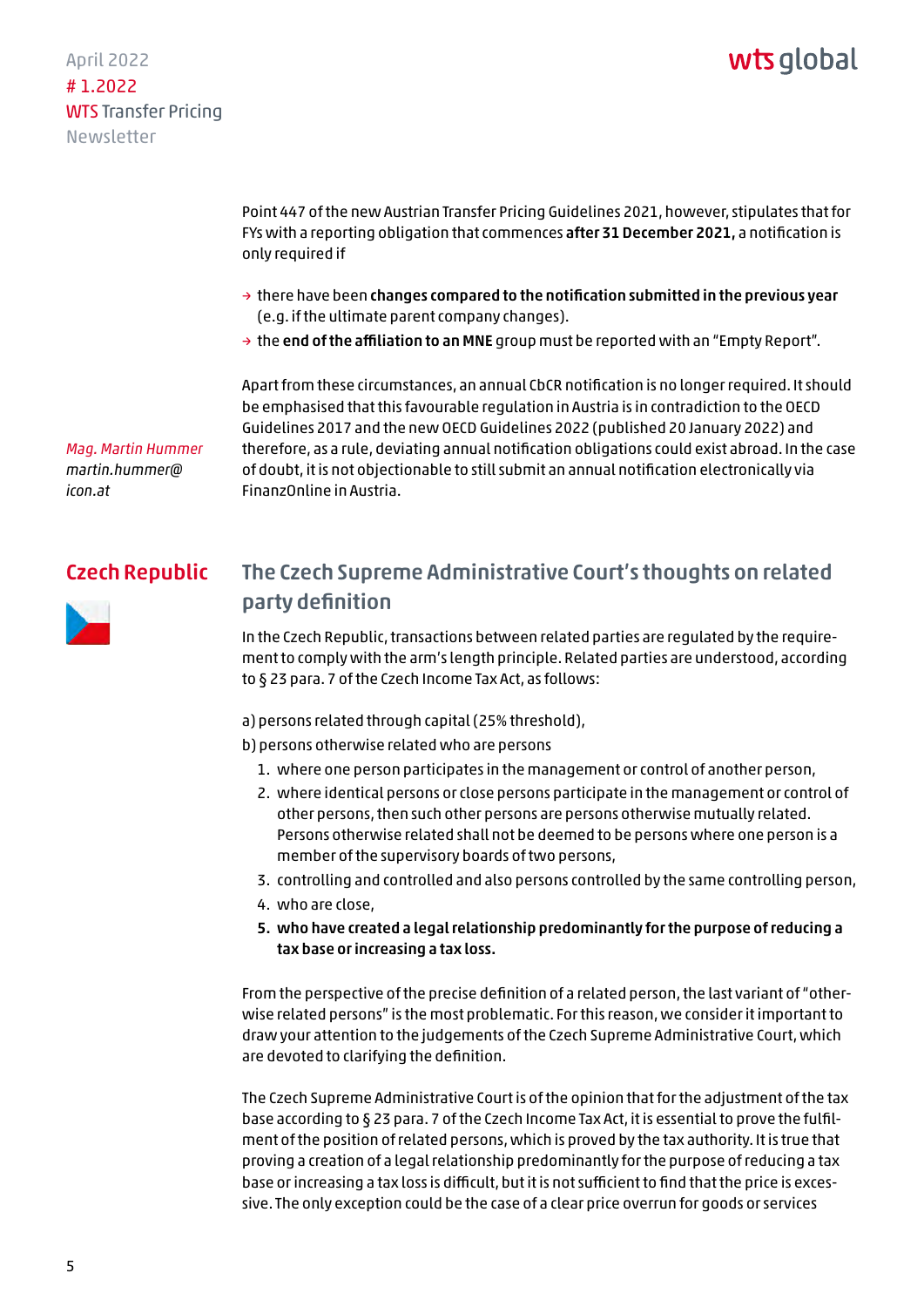Point 447 of the new Austrian Transfer Pricing Guidelines 2021, however, stipulates that for FYs with a reporting obligation that commences **after 31 December 2021,** a notification is only required if

- there have been **changes compared to the notification submitted in the previous year** (e.g. if the ultimate parent company changes).
- the **end of the affiliation to an MNE** group must be reported with an "Empty Report".

Apart from these circumstances, an annual CbCR notification is no longer required. It should be emphasised that this favourable regulation in Austria is in contradiction to the OECD Guidelines 2017 and the new OECD Guidelines 2022 (published 20 January 2022) and therefore, as a rule, deviating annual notification obligations could exist abroad. In the case of doubt, it is not objectionable to still submit an annual notification electronically via FinanzOnline in Austria.

*Mag. Martin Hummer*
*martin.hummer@icon.at*

## Czech Republic

### The Czech Supreme Administrative Court's thoughts on related party definition

In the Czech Republic, transactions between related parties are regulated by the requirement to comply with the arm's length principle. Related parties are understood, according to § 23 para. 7 of the Czech Income Tax Act, as follows:

a) persons related through capital (25% threshold),

b) persons otherwise related who are persons

1. where one person participates in the management or control of another person,
2. where identical persons or close persons participate in the management or control of other persons, then such other persons are persons otherwise mutually related. Persons otherwise related shall not be deemed to be persons where one person is a member of the supervisory boards of two persons,
3. controlling and controlled and also persons controlled by the same controlling person,
4. who are close,
5. **who have created a legal relationship predominantly for the purpose of reducing a tax base or increasing a tax loss.**

From the perspective of the precise definition of a related person, the last variant of "otherwise related persons" is the most problematic. For this reason, we consider it important to draw your attention to the judgements of the Czech Supreme Administrative Court, which are devoted to clarifying the definition.

The Czech Supreme Administrative Court is of the opinion that for the adjustment of the tax base according to § 23 para. 7 of the Czech Income Tax Act, it is essential to prove the fulfilment of the position of related persons, which is proved by the tax authority. It is true that proving a creation of a legal relationship predominantly for the purpose of reducing a tax base or increasing a tax loss is difficult, but it is not sufficient to find that the price is excessive. The only exception could be the case of a clear price overrun for goods or services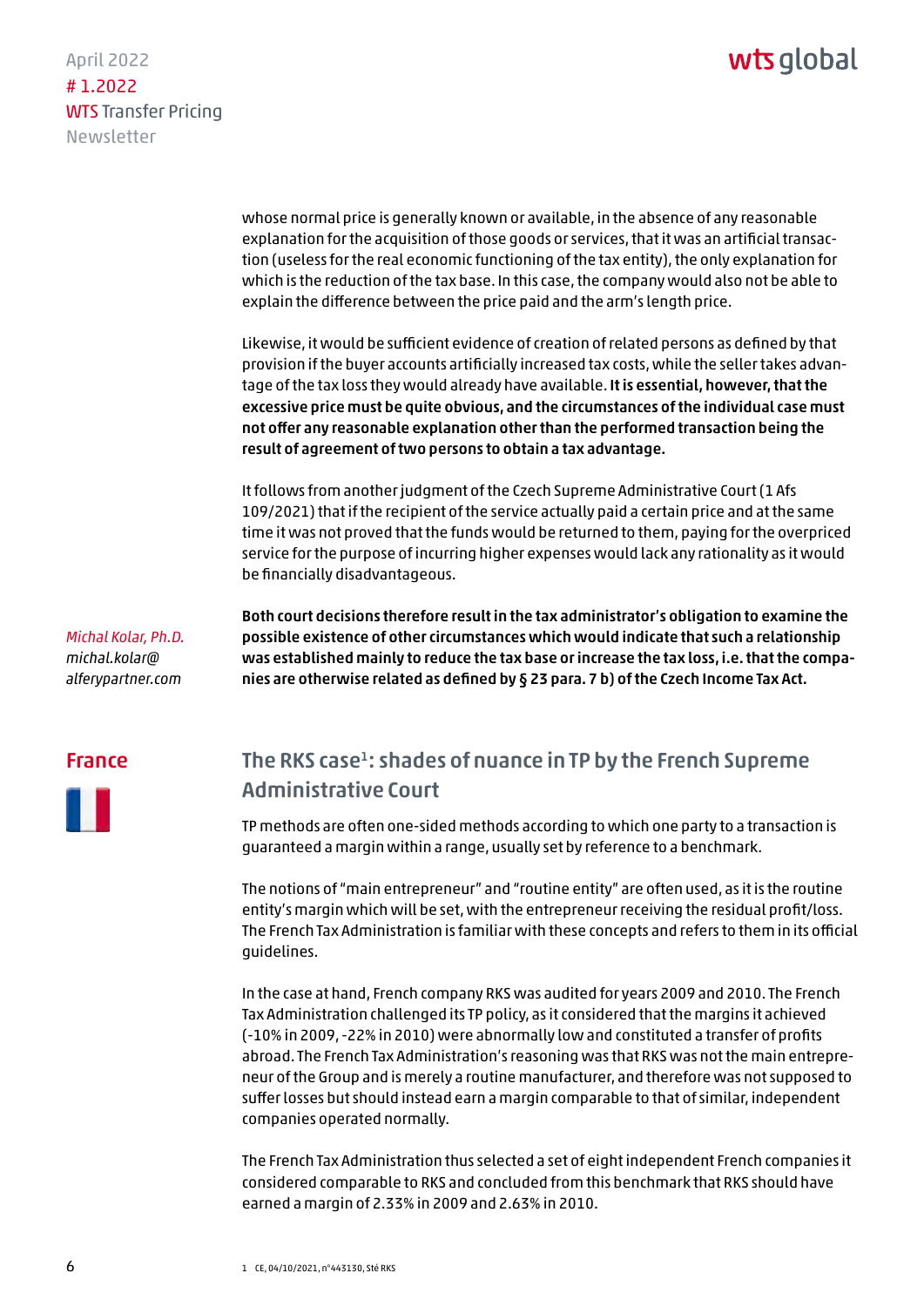whose normal price is generally known or available, in the absence of any reasonable explanation for the acquisition of those goods or services, that it was an artificial transaction (useless for the real economic functioning of the tax entity), the only explanation for which is the reduction of the tax base. In this case, the company would also not be able to explain the difference between the price paid and the arm's length price.

Likewise, it would be sufficient evidence of creation of related persons as defined by that provision if the buyer accounts artificially increased tax costs, while the seller takes advantage of the tax loss they would already have available. **It is essential, however, that the excessive price must be quite obvious, and the circumstances of the individual case must not offer any reasonable explanation other than the performed transaction being the result of agreement of two persons to obtain a tax advantage.**

It follows from another judgment of the Czech Supreme Administrative Court (1 Afs 109/2021) that if the recipient of the service actually paid a certain price and at the same time it was not proved that the funds would be returned to them, paying for the overpriced service for the purpose of incurring higher expenses would lack any rationality as it would be financially disadvantageous.

**Both court decisions therefore result in the tax administrator's obligation to examine the possible existence of other circumstances which would indicate that such a relationship was established mainly to reduce the tax base or increase the tax loss, i.e. that the companies are otherwise related as defined by § 23 para. 7 b) of the Czech Income Tax Act.**

*Michal Kolar, Ph.D.*
*michal.kolar@alferypartner.com*

## France

### The RKS case[1]: shades of nuance in TP by the French Supreme Administrative Court

TP methods are often one-sided methods according to which one party to a transaction is guaranteed a margin within a range, usually set by reference to a benchmark.

The notions of "main entrepreneur" and "routine entity" are often used, as it is the routine entity's margin which will be set, with the entrepreneur receiving the residual profit/loss. The French Tax Administration is familiar with these concepts and refers to them in its official guidelines.

In the case at hand, French company RKS was audited for years 2009 and 2010. The French Tax Administration challenged its TP policy, as it considered that the margins it achieved (-10% in 2009, -22% in 2010) were abnormally low and constituted a transfer of profits abroad. The French Tax Administration's reasoning was that RKS was not the main entrepreneur of the Group and is merely a routine manufacturer, and therefore was not supposed to suffer losses but should instead earn a margin comparable to that of similar, independent companies operated normally.

The French Tax Administration thus selected a set of eight independent French companies it considered comparable to RKS and concluded from this benchmark that RKS should have earned a margin of 2.33% in 2009 and 2.63% in 2010.

1 CE, 04/10/2021, n°443130, Sté RKS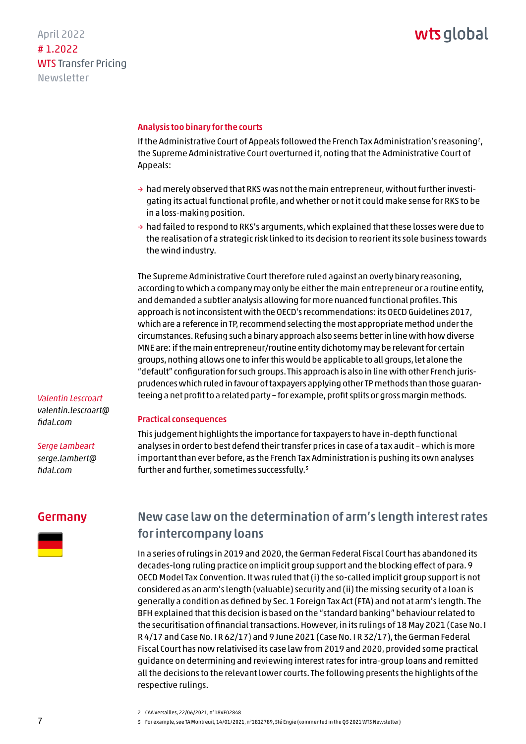### Analysis too binary for the courts

If the Administrative Court of Appeals followed the French Tax Administration's reasoning[2], the Supreme Administrative Court overturned it, noting that the Administrative Court of Appeals:

- had merely observed that RKS was not the main entrepreneur, without further investigating its actual functional profile, and whether or not it could make sense for RKS to be in a loss-making position.
- had failed to respond to RKS's arguments, which explained that these losses were due to the realisation of a strategic risk linked to its decision to reorient its sole business towards the wind industry.

The Supreme Administrative Court therefore ruled against an overly binary reasoning, according to which a company may only be either the main entrepreneur or a routine entity, and demanded a subtler analysis allowing for more nuanced functional profiles. This approach is not inconsistent with the OECD's recommendations: its OECD Guidelines 2017, which are a reference in TP, recommend selecting the most appropriate method under the circumstances. Refusing such a binary approach also seems better in line with how diverse MNE are: if the main entrepreneur/routine entity dichotomy may be relevant for certain groups, nothing allows one to infer this would be applicable to all groups, let alone the "default" configuration for such groups. This approach is also in line with other French jurisprudences which ruled in favour of taxpayers applying other TP methods than those guaranteeing a net profit to a related party – for example, profit splits or gross margin methods.

### Practical consequences

This judgement highlights the importance for taxpayers to have in-depth functional analyses in order to best defend their transfer prices in case of a tax audit – which is more important than ever before, as the French Tax Administration is pushing its own analyses further and further, sometimes successfully.[3]

*Valentin Lescroart*
*valentin.lescroart@fidal.com*

*Serge Lambeart*
*serge.lambert@fidal.com*

## Germany

## New case law on the determination of arm's length interest rates for intercompany loans

In a series of rulings in 2019 and 2020, the German Federal Fiscal Court has abandoned its decades-long ruling practice on implicit group support and the blocking effect of para. 9 OECD Model Tax Convention. It was ruled that (i) the so-called implicit group support is not considered as an arm's length (valuable) security and (ii) the missing security of a loan is generally a condition as defined by Sec. 1 Foreign Tax Act (FTA) and not at arm's length. The BFH explained that this decision is based on the "standard banking" behaviour related to the securitisation of financial transactions. However, in its rulings of 18 May 2021 (Case No. I R 4/17 and Case No. I R 62/17) and 9 June 2021 (Case No. I R 32/17), the German Federal Fiscal Court has now relativised its case law from 2019 and 2020, provided some practical guidance on determining and reviewing interest rates for intra-group loans and remitted all the decisions to the relevant lower courts. The following presents the highlights of the respective rulings.

2 CAA Versailles, 22/06/2021, n°18VE02848

3 For example, see TA Montreuil, 14/01/2021, n°1812789, Sté Engie (commented in the Q3 2021 WTS Newsletter)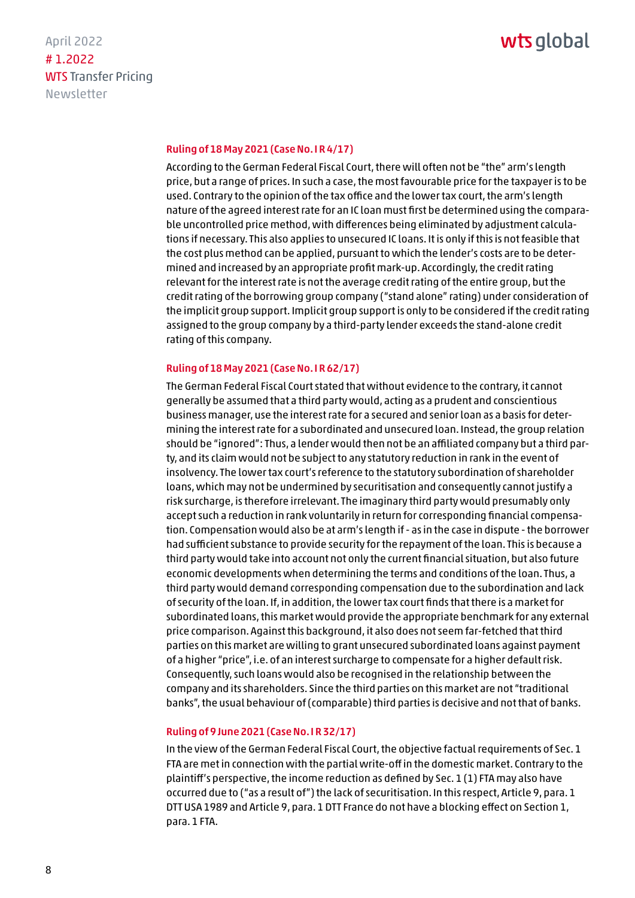### Ruling of 18 May 2021 (Case No. I R 4/17)

According to the German Federal Fiscal Court, there will often not be "the" arm's length price, but a range of prices. In such a case, the most favourable price for the taxpayer is to be used. Contrary to the opinion of the tax office and the lower tax court, the arm's length nature of the agreed interest rate for an IC loan must first be determined using the comparable uncontrolled price method, with differences being eliminated by adjustment calculations if necessary. This also applies to unsecured IC loans. It is only if this is not feasible that the cost plus method can be applied, pursuant to which the lender's costs are to be determined and increased by an appropriate profit mark-up. Accordingly, the credit rating relevant for the interest rate is not the average credit rating of the entire group, but the credit rating of the borrowing group company ("stand alone" rating) under consideration of the implicit group support. Implicit group support is only to be considered if the credit rating assigned to the group company by a third-party lender exceeds the stand-alone credit rating of this company.

### Ruling of 18 May 2021 (Case No. I R 62/17)

The German Federal Fiscal Court stated that without evidence to the contrary, it cannot generally be assumed that a third party would, acting as a prudent and conscientious business manager, use the interest rate for a secured and senior loan as a basis for determining the interest rate for a subordinated and unsecured loan. Instead, the group relation should be "ignored": Thus, a lender would then not be an affiliated company but a third party, and its claim would not be subject to any statutory reduction in rank in the event of insolvency. The lower tax court's reference to the statutory subordination of shareholder loans, which may not be undermined by securitisation and consequently cannot justify a risk surcharge, is therefore irrelevant. The imaginary third party would presumably only accept such a reduction in rank voluntarily in return for corresponding financial compensation. Compensation would also be at arm's length if - as in the case in dispute - the borrower had sufficient substance to provide security for the repayment of the loan. This is because a third party would take into account not only the current financial situation, but also future economic developments when determining the terms and conditions of the loan. Thus, a third party would demand corresponding compensation due to the subordination and lack of security of the loan. If, in addition, the lower tax court finds that there is a market for subordinated loans, this market would provide the appropriate benchmark for any external price comparison. Against this background, it also does not seem far-fetched that third parties on this market are willing to grant unsecured subordinated loans against payment of a higher "price", i.e. of an interest surcharge to compensate for a higher default risk. Consequently, such loans would also be recognised in the relationship between the company and its shareholders. Since the third parties on this market are not "traditional banks", the usual behaviour of (comparable) third parties is decisive and not that of banks.

### Ruling of 9 June 2021 (Case No. I R 32/17)

In the view of the German Federal Fiscal Court, the objective factual requirements of Sec. 1 FTA are met in connection with the partial write-off in the domestic market. Contrary to the plaintiff's perspective, the income reduction as defined by Sec. 1 (1) FTA may also have occurred due to ("as a result of") the lack of securitisation. In this respect, Article 9, para. 1 DTT USA 1989 and Article 9, para. 1 DTT France do not have a blocking effect on Section 1, para. 1 FTA.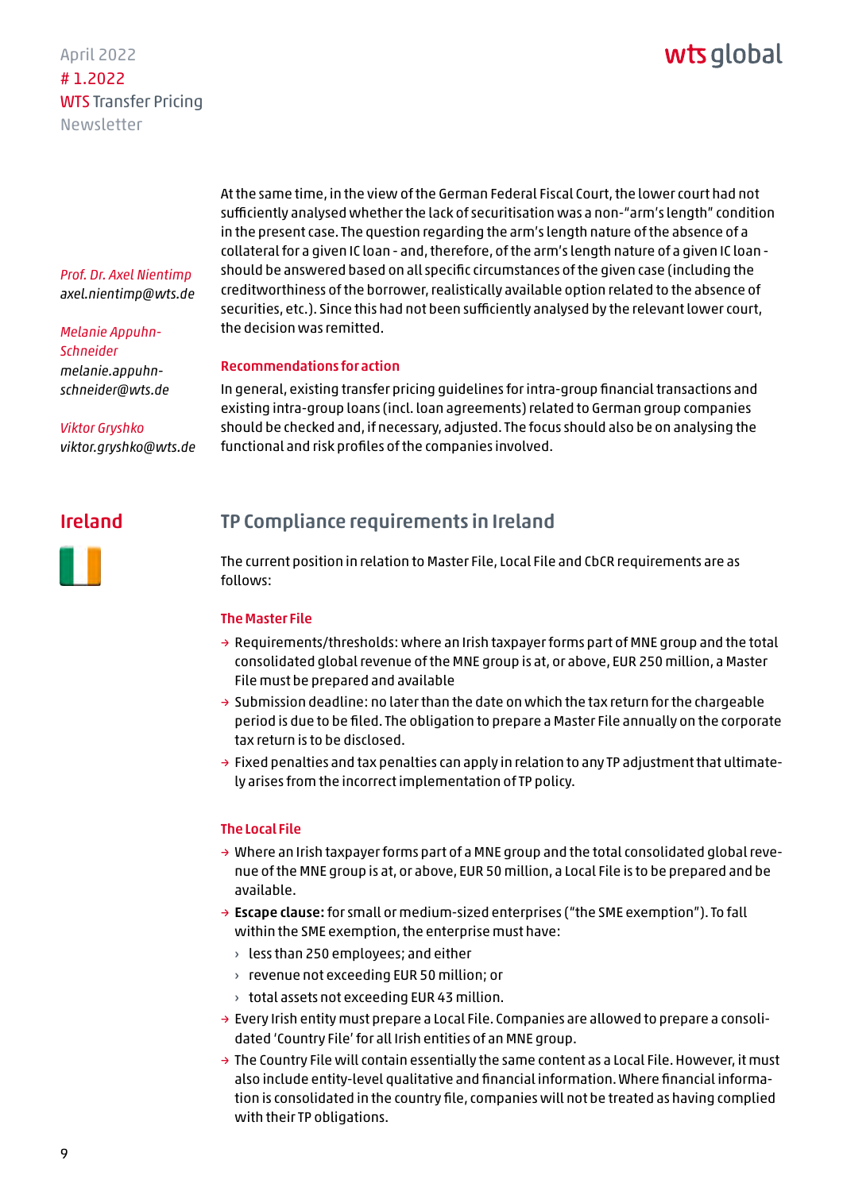At the same time, in the view of the German Federal Fiscal Court, the lower court had not sufficiently analysed whether the lack of securitisation was a non-"arm's length" condition in the present case. The question regarding the arm's length nature of the absence of a collateral for a given IC loan - and, therefore, of the arm's length nature of a given IC loan - should be answered based on all specific circumstances of the given case (including the creditworthiness of the borrower, realistically available option related to the absence of securities, etc.). Since this had not been sufficiently analysed by the relevant lower court, the decision was remitted.

### Recommendations for action

In general, existing transfer pricing guidelines for intra-group financial transactions and existing intra-group loans (incl. loan agreements) related to German group companies should be checked and, if necessary, adjusted. The focus should also be on analysing the functional and risk profiles of the companies involved.

*Prof. Dr. Axel Nientimp*
*axel.nientimp@wts.de*

*Melanie Appuhn-Schneider*
*melanie.appuhn-schneider@wts.de*

*Viktor Gryshko*
*viktor.gryshko@wts.de*

## Ireland

## TP Compliance requirements in Ireland

The current position in relation to Master File, Local File and CbCR requirements are as follows:

### The Master File

- Requirements/thresholds: where an Irish taxpayer forms part of MNE group and the total consolidated global revenue of the MNE group is at, or above, EUR 250 million, a Master File must be prepared and available
- Submission deadline: no later than the date on which the tax return for the chargeable period is due to be filed. The obligation to prepare a Master File annually on the corporate tax return is to be disclosed.
- Fixed penalties and tax penalties can apply in relation to any TP adjustment that ultimately arises from the incorrect implementation of TP policy.

### The Local File

- Where an Irish taxpayer forms part of a MNE group and the total consolidated global revenue of the MNE group is at, or above, EUR 50 million, a Local File is to be prepared and be available.
- **Escape clause:** for small or medium-sized enterprises ("the SME exemption"). To fall within the SME exemption, the enterprise must have:
  - less than 250 employees; and either
  - revenue not exceeding EUR 50 million; or
  - total assets not exceeding EUR 43 million.
- Every Irish entity must prepare a Local File. Companies are allowed to prepare a consolidated 'Country File' for all Irish entities of an MNE group.
- The Country File will contain essentially the same content as a Local File. However, it must also include entity-level qualitative and financial information. Where financial information is consolidated in the country file, companies will not be treated as having complied with their TP obligations.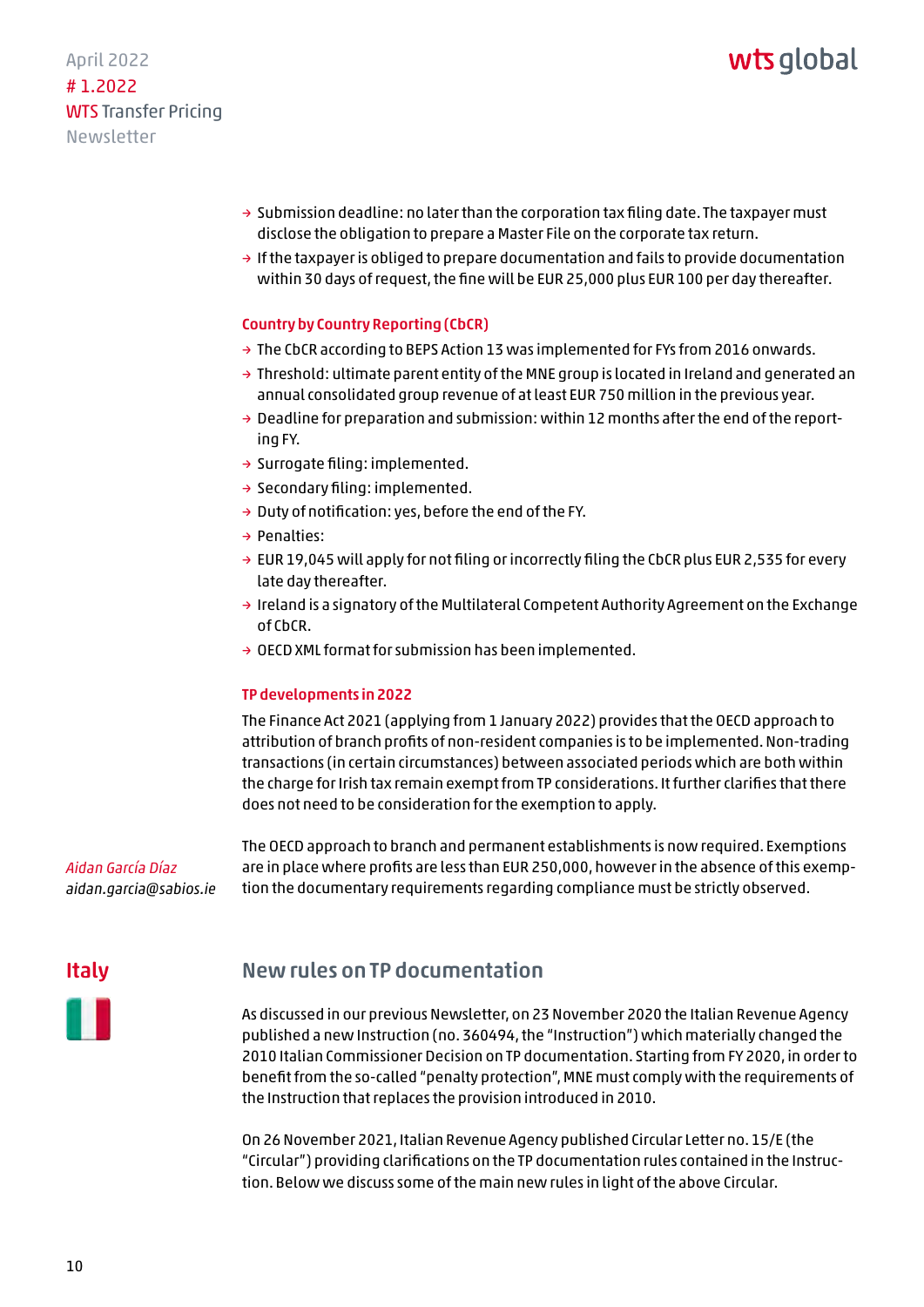- Submission deadline: no later than the corporation tax filing date. The taxpayer must disclose the obligation to prepare a Master File on the corporate tax return.
- If the taxpayer is obliged to prepare documentation and fails to provide documentation within 30 days of request, the fine will be EUR 25,000 plus EUR 100 per day thereafter.

### Country by Country Reporting (CbCR)

- The CbCR according to BEPS Action 13 was implemented for FYs from 2016 onwards.
- Threshold: ultimate parent entity of the MNE group is located in Ireland and generated an annual consolidated group revenue of at least EUR 750 million in the previous year.
- Deadline for preparation and submission: within 12 months after the end of the reporting FY.
- Surrogate filing: implemented.
- Secondary filing: implemented.
- Duty of notification: yes, before the end of the FY.
- Penalties:
- EUR 19,045 will apply for not filing or incorrectly filing the CbCR plus EUR 2,535 for every late day thereafter.
- Ireland is a signatory of the Multilateral Competent Authority Agreement on the Exchange of CbCR.
- OECD XML format for submission has been implemented.

### TP developments in 2022

The Finance Act 2021 (applying from 1 January 2022) provides that the OECD approach to attribution of branch profits of non-resident companies is to be implemented. Non-trading transactions (in certain circumstances) between associated periods which are both within the charge for Irish tax remain exempt from TP considerations. It further clarifies that there does not need to be consideration for the exemption to apply.

The OECD approach to branch and permanent establishments is now required. Exemptions are in place where profits are less than EUR 250,000, however in the absence of this exemption the documentary requirements regarding compliance must be strictly observed.

*Aidan García Díaz*
*aidan.garcia@sabios.ie*

## Italy

## New rules on TP documentation

As discussed in our previous Newsletter, on 23 November 2020 the Italian Revenue Agency published a new Instruction (no. 360494, the "Instruction") which materially changed the 2010 Italian Commissioner Decision on TP documentation. Starting from FY 2020, in order to benefit from the so-called "penalty protection", MNE must comply with the requirements of the Instruction that replaces the provision introduced in 2010.

On 26 November 2021, Italian Revenue Agency published Circular Letter no. 15/E (the "Circular") providing clarifications on the TP documentation rules contained in the Instruction. Below we discuss some of the main new rules in light of the above Circular.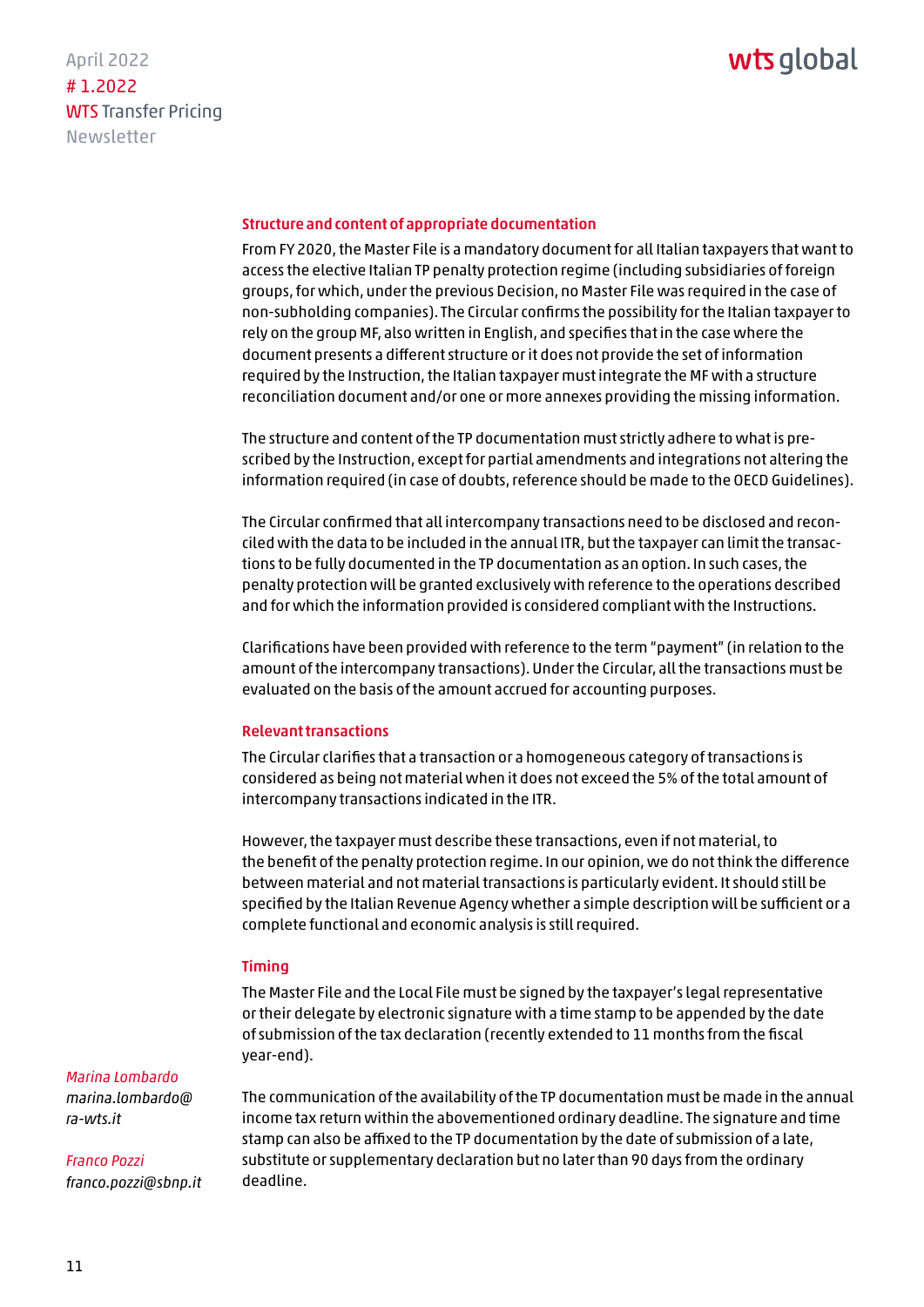### Structure and content of appropriate documentation

From FY 2020, the Master File is a mandatory document for all Italian taxpayers that want to access the elective Italian TP penalty protection regime (including subsidiaries of foreign groups, for which, under the previous Decision, no Master File was required in the case of non-subholding companies). The Circular confirms the possibility for the Italian taxpayer to rely on the group MF, also written in English, and specifies that in the case where the document presents a different structure or it does not provide the set of information required by the Instruction, the Italian taxpayer must integrate the MF with a structure reconciliation document and/or one or more annexes providing the missing information.

The structure and content of the TP documentation must strictly adhere to what is prescribed by the Instruction, except for partial amendments and integrations not altering the information required (in case of doubts, reference should be made to the OECD Guidelines).

The Circular confirmed that all intercompany transactions need to be disclosed and reconciled with the data to be included in the annual ITR, but the taxpayer can limit the transactions to be fully documented in the TP documentation as an option. In such cases, the penalty protection will be granted exclusively with reference to the operations described and for which the information provided is considered compliant with the Instructions.

Clarifications have been provided with reference to the term "payment" (in relation to the amount of the intercompany transactions). Under the Circular, all the transactions must be evaluated on the basis of the amount accrued for accounting purposes.

### Relevant transactions

The Circular clarifies that a transaction or a homogeneous category of transactions is considered as being not material when it does not exceed the 5% of the total amount of intercompany transactions indicated in the ITR.

However, the taxpayer must describe these transactions, even if not material, to the benefit of the penalty protection regime. In our opinion, we do not think the difference between material and not material transactions is particularly evident. It should still be specified by the Italian Revenue Agency whether a simple description will be sufficient or a complete functional and economic analysis is still required.

### Timing

The Master File and the Local File must be signed by the taxpayer's legal representative or their delegate by electronic signature with a time stamp to be appended by the date of submission of the tax declaration (recently extended to 11 months from the fiscal year-end).

The communication of the availability of the TP documentation must be made in the annual income tax return within the abovementioned ordinary deadline. The signature and time stamp can also be affixed to the TP documentation by the date of submission of a late, substitute or supplementary declaration but no later than 90 days from the ordinary deadline.

*Marina Lombardo*
*marina.lombardo@ra-wts.it*

*Franco Pozzi*
*franco.pozzi@sbnp.it*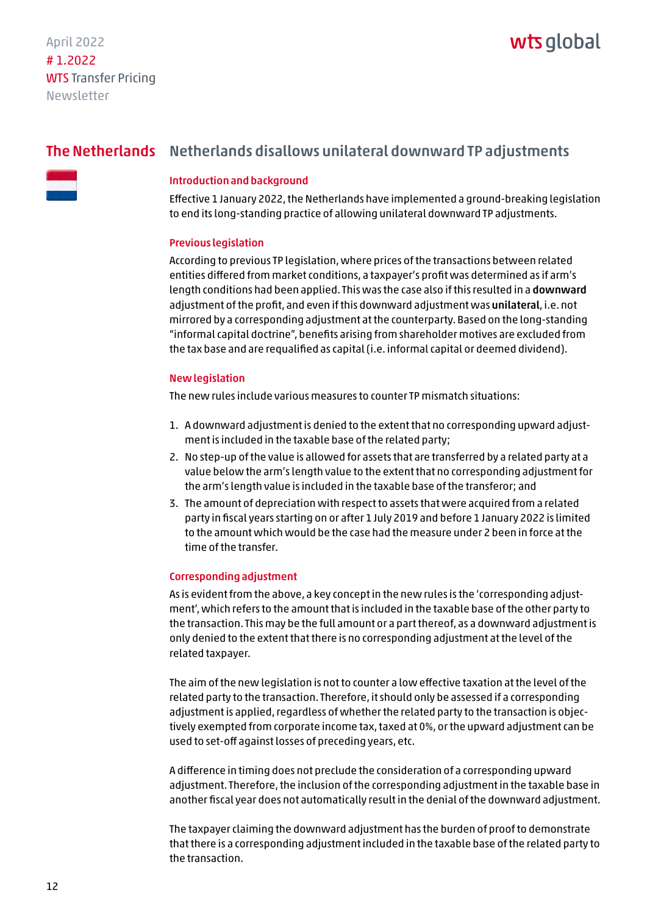## The Netherlands

## Netherlands disallows unilateral downward TP adjustments

### Introduction and background

Effective 1 January 2022, the Netherlands have implemented a ground-breaking legislation to end its long-standing practice of allowing unilateral downward TP adjustments.

### Previous legislation

According to previous TP legislation, where prices of the transactions between related entities differed from market conditions, a taxpayer's profit was determined as if arm's length conditions had been applied. This was the case also if this resulted in a **downward** adjustment of the profit, and even if this downward adjustment was **unilateral**, i.e. not mirrored by a corresponding adjustment at the counterparty. Based on the long-standing "informal capital doctrine", benefits arising from shareholder motives are excluded from the tax base and are requalified as capital (i.e. informal capital or deemed dividend).

### New legislation

The new rules include various measures to counter TP mismatch situations:

1. A downward adjustment is denied to the extent that no corresponding upward adjustment is included in the taxable base of the related party;
2. No step-up of the value is allowed for assets that are transferred by a related party at a value below the arm's length value to the extent that no corresponding adjustment for the arm's length value is included in the taxable base of the transferor; and
3. The amount of depreciation with respect to assets that were acquired from a related party in fiscal years starting on or after 1 July 2019 and before 1 January 2022 is limited to the amount which would be the case had the measure under 2 been in force at the time of the transfer.

### Corresponding adjustment

As is evident from the above, a key concept in the new rules is the 'corresponding adjustment', which refers to the amount that is included in the taxable base of the other party to the transaction. This may be the full amount or a part thereof, as a downward adjustment is only denied to the extent that there is no corresponding adjustment at the level of the related taxpayer.

The aim of the new legislation is not to counter a low effective taxation at the level of the related party to the transaction. Therefore, it should only be assessed if a corresponding adjustment is applied, regardless of whether the related party to the transaction is objectively exempted from corporate income tax, taxed at 0%, or the upward adjustment can be used to set-off against losses of preceding years, etc.

A difference in timing does not preclude the consideration of a corresponding upward adjustment. Therefore, the inclusion of the corresponding adjustment in the taxable base in another fiscal year does not automatically result in the denial of the downward adjustment.

The taxpayer claiming the downward adjustment has the burden of proof to demonstrate that there is a corresponding adjustment included in the taxable base of the related party to the transaction.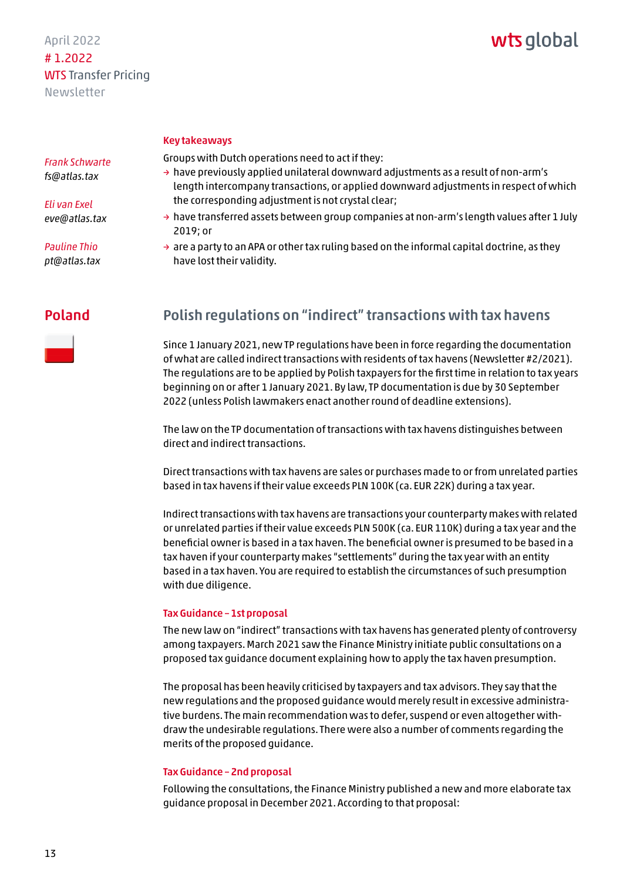### Key takeaways

Groups with Dutch operations need to act if they:

- have previously applied unilateral downward adjustments as a result of non-arm's length intercompany transactions, or applied downward adjustments in respect of which the corresponding adjustment is not crystal clear;
- have transferred assets between group companies at non-arm's length values after 1 July 2019; or
- are a party to an APA or other tax ruling based on the informal capital doctrine, as they have lost their validity.

*Frank Schwarte*
*fs@atlas.tax*

*Eli van Exel*
*eve@atlas.tax*

*Pauline Thio*
*pt@atlas.tax*

## Poland

## Polish regulations on "indirect" transactions with tax havens

Since 1 January 2021, new TP regulations have been in force regarding the documentation of what are called indirect transactions with residents of tax havens (Newsletter #2/2021). The regulations are to be applied by Polish taxpayers for the first time in relation to tax years beginning on or after 1 January 2021. By law, TP documentation is due by 30 September 2022 (unless Polish lawmakers enact another round of deadline extensions).

The law on the TP documentation of transactions with tax havens distinguishes between direct and indirect transactions.

Direct transactions with tax havens are sales or purchases made to or from unrelated parties based in tax havens if their value exceeds PLN 100K (ca. EUR 22K) during a tax year.

Indirect transactions with tax havens are transactions your counterparty makes with related or unrelated parties if their value exceeds PLN 500K (ca. EUR 110K) during a tax year and the beneficial owner is based in a tax haven. The beneficial owner is presumed to be based in a tax haven if your counterparty makes "settlements" during the tax year with an entity based in a tax haven. You are required to establish the circumstances of such presumption with due diligence.

### Tax Guidance – 1st proposal

The new law on "indirect" transactions with tax havens has generated plenty of controversy among taxpayers. March 2021 saw the Finance Ministry initiate public consultations on a proposed tax guidance document explaining how to apply the tax haven presumption.

The proposal has been heavily criticised by taxpayers and tax advisors. They say that the new regulations and the proposed guidance would merely result in excessive administrative burdens. The main recommendation was to defer, suspend or even altogether withdraw the undesirable regulations. There were also a number of comments regarding the merits of the proposed guidance.

### Tax Guidance – 2nd proposal

Following the consultations, the Finance Ministry published a new and more elaborate tax guidance proposal in December 2021. According to that proposal: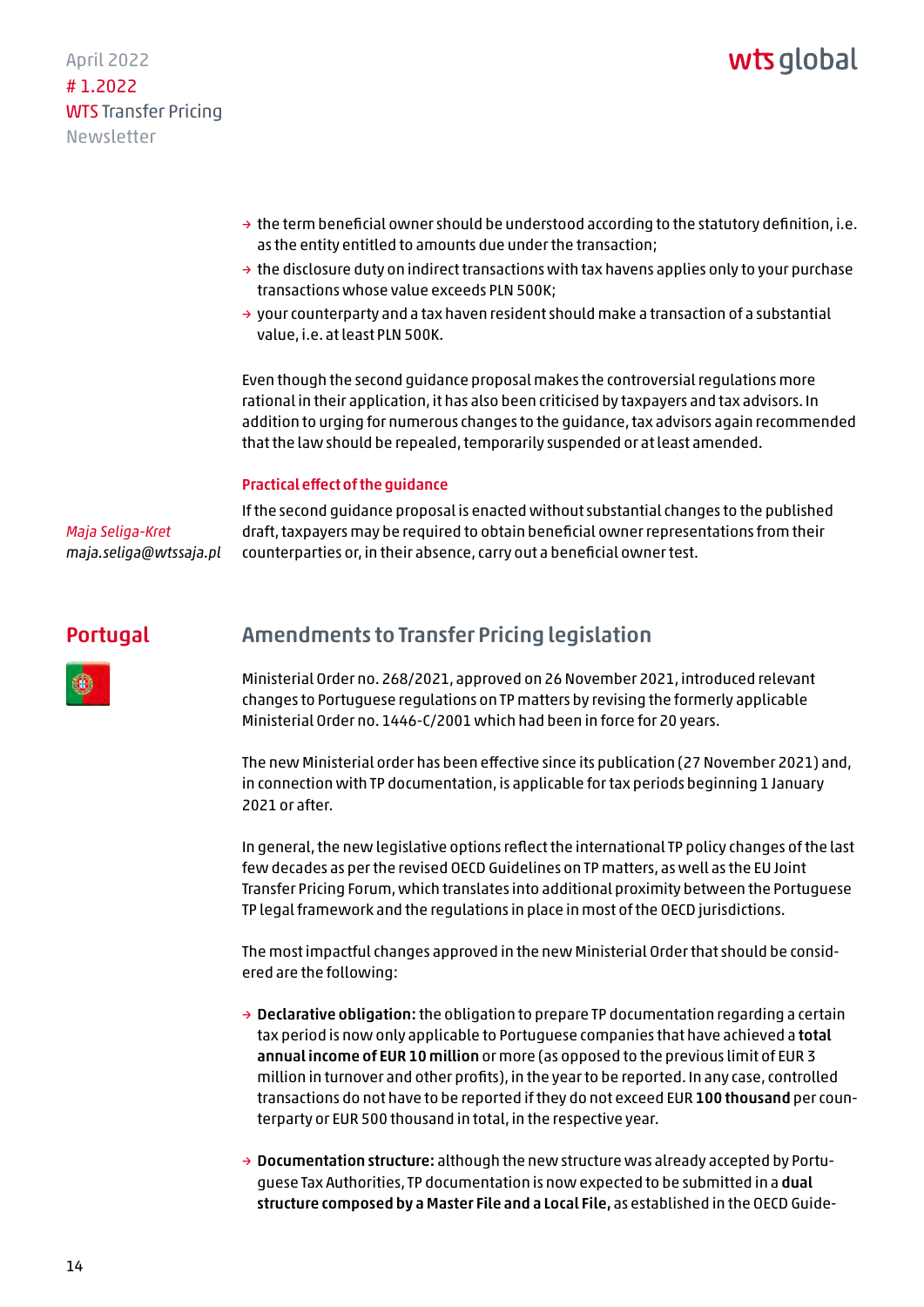- the term beneficial owner should be understood according to the statutory definition, i.e. as the entity entitled to amounts due under the transaction;
- the disclosure duty on indirect transactions with tax havens applies only to your purchase transactions whose value exceeds PLN 500K;
- your counterparty and a tax haven resident should make a transaction of a substantial value, i.e. at least PLN 500K.

Even though the second guidance proposal makes the controversial regulations more rational in their application, it has also been criticised by taxpayers and tax advisors. In addition to urging for numerous changes to the guidance, tax advisors again recommended that the law should be repealed, temporarily suspended or at least amended.

### Practical effect of the guidance

If the second guidance proposal is enacted without substantial changes to the published draft, taxpayers may be required to obtain beneficial owner representations from their counterparties or, in their absence, carry out a beneficial owner test.

*Maja Seliga-Kret*
*maja.seliga@wtssaja.pl*

## Portugal

## Amendments to Transfer Pricing legislation

Ministerial Order no. 268/2021, approved on 26 November 2021, introduced relevant changes to Portuguese regulations on TP matters by revising the formerly applicable Ministerial Order no. 1446-C/2001 which had been in force for 20 years.

The new Ministerial order has been effective since its publication (27 November 2021) and, in connection with TP documentation, is applicable for tax periods beginning 1 January 2021 or after.

In general, the new legislative options reflect the international TP policy changes of the last few decades as per the revised OECD Guidelines on TP matters, as well as the EU Joint Transfer Pricing Forum, which translates into additional proximity between the Portuguese TP legal framework and the regulations in place in most of the OECD jurisdictions.

The most impactful changes approved in the new Ministerial Order that should be considered are the following:

- **Declarative obligation:** the obligation to prepare TP documentation regarding a certain tax period is now only applicable to Portuguese companies that have achieved a **total annual income of EUR 10 million** or more (as opposed to the previous limit of EUR 3 million in turnover and other profits), in the year to be reported. In any case, controlled transactions do not have to be reported if they do not exceed EUR **100 thousand** per counterparty or EUR 500 thousand in total, in the respective year.

- **Documentation structure:** although the new structure was already accepted by Portuguese Tax Authorities, TP documentation is now expected to be submitted in a **dual structure composed by a Master File and a Local File,** as established in the OECD Guide-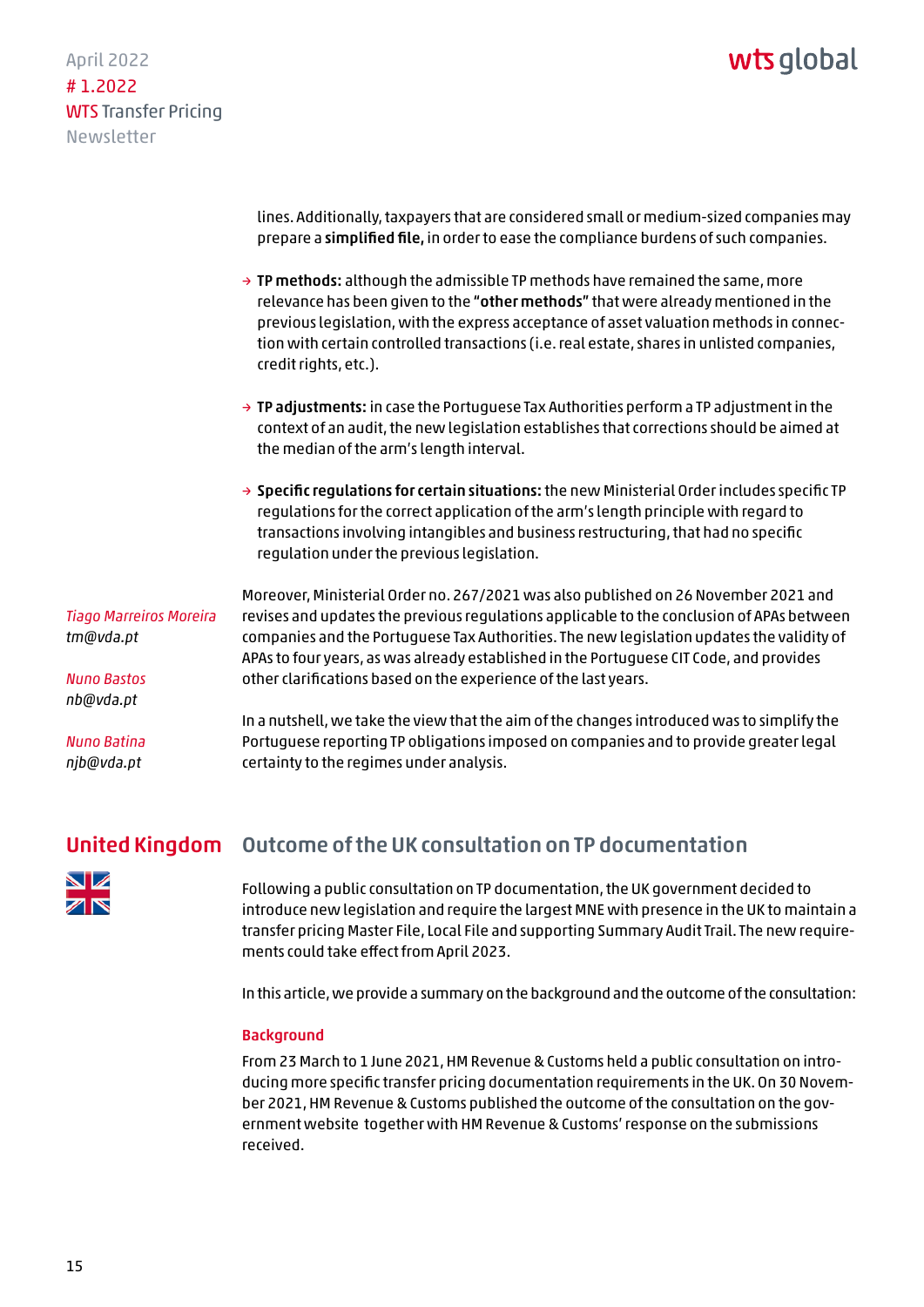lines. Additionally, taxpayers that are considered small or medium-sized companies may prepare a **simplified file,** in order to ease the compliance burdens of such companies.

- **TP methods:** although the admissible TP methods have remained the same, more relevance has been given to the **"other methods"** that were already mentioned in the previous legislation, with the express acceptance of asset valuation methods in connection with certain controlled transactions (i.e. real estate, shares in unlisted companies, credit rights, etc.).

- **TP adjustments:** in case the Portuguese Tax Authorities perform a TP adjustment in the context of an audit, the new legislation establishes that corrections should be aimed at the median of the arm's length interval.

- **Specific regulations for certain situations:** the new Ministerial Order includes specific TP regulations for the correct application of the arm's length principle with regard to transactions involving intangibles and business restructuring, that had no specific regulation under the previous legislation.

Moreover, Ministerial Order no. 267/2021 was also published on 26 November 2021 and revises and updates the previous regulations applicable to the conclusion of APAs between companies and the Portuguese Tax Authorities. The new legislation updates the validity of APAs to four years, as was already established in the Portuguese CIT Code, and provides other clarifications based on the experience of the last years.

In a nutshell, we take the view that the aim of the changes introduced was to simplify the Portuguese reporting TP obligations imposed on companies and to provide greater legal certainty to the regimes under analysis.

*Tiago Marreiros Moreira*
*tm@vda.pt*

*Nuno Bastos*
*nb@vda.pt*

*Nuno Batina*
*njb@vda.pt*

## United Kingdom

### Outcome of the UK consultation on TP documentation

Following a public consultation on TP documentation, the UK government decided to introduce new legislation and require the largest MNE with presence in the UK to maintain a transfer pricing Master File, Local File and supporting Summary Audit Trail. The new requirements could take effect from April 2023.

In this article, we provide a summary on the background and the outcome of the consultation:

#### Background

From 23 March to 1 June 2021, HM Revenue & Customs held a public consultation on introducing more specific transfer pricing documentation requirements in the UK. On 30 November 2021, HM Revenue & Customs published the outcome of the consultation on the government website together with HM Revenue & Customs' response on the submissions received.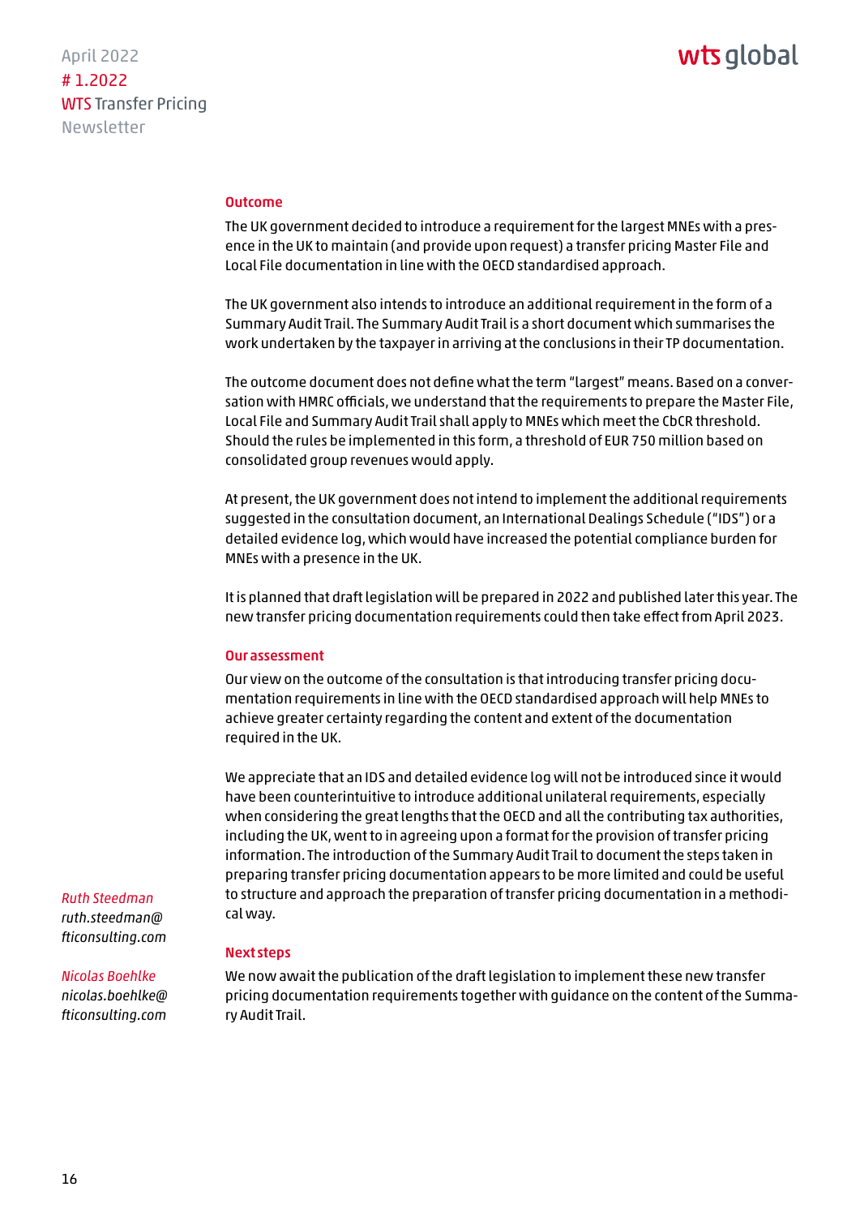#### Outcome

The UK government decided to introduce a requirement for the largest MNEs with a presence in the UK to maintain (and provide upon request) a transfer pricing Master File and Local File documentation in line with the OECD standardised approach.

The UK government also intends to introduce an additional requirement in the form of a Summary Audit Trail. The Summary Audit Trail is a short document which summarises the work undertaken by the taxpayer in arriving at the conclusions in their TP documentation.

The outcome document does not define what the term "largest" means. Based on a conversation with HMRC officials, we understand that the requirements to prepare the Master File, Local File and Summary Audit Trail shall apply to MNEs which meet the CbCR threshold. Should the rules be implemented in this form, a threshold of EUR 750 million based on consolidated group revenues would apply.

At present, the UK government does not intend to implement the additional requirements suggested in the consultation document, an International Dealings Schedule ("IDS") or a detailed evidence log, which would have increased the potential compliance burden for MNEs with a presence in the UK.

It is planned that draft legislation will be prepared in 2022 and published later this year. The new transfer pricing documentation requirements could then take effect from April 2023.

#### Our assessment

Our view on the outcome of the consultation is that introducing transfer pricing documentation requirements in line with the OECD standardised approach will help MNEs to achieve greater certainty regarding the content and extent of the documentation required in the UK.

We appreciate that an IDS and detailed evidence log will not be introduced since it would have been counterintuitive to introduce additional unilateral requirements, especially when considering the great lengths that the OECD and all the contributing tax authorities, including the UK, went to in agreeing upon a format for the provision of transfer pricing information. The introduction of the Summary Audit Trail to document the steps taken in preparing transfer pricing documentation appears to be more limited and could be useful to structure and approach the preparation of transfer pricing documentation in a methodical way.

#### Next steps

We now await the publication of the draft legislation to implement these new transfer pricing documentation requirements together with guidance on the content of the Summary Audit Trail.

*Ruth Steedman*
*ruth.steedman@fticonsulting.com*

*Nicolas Boehlke*
*nicolas.boehlke@fticonsulting.com*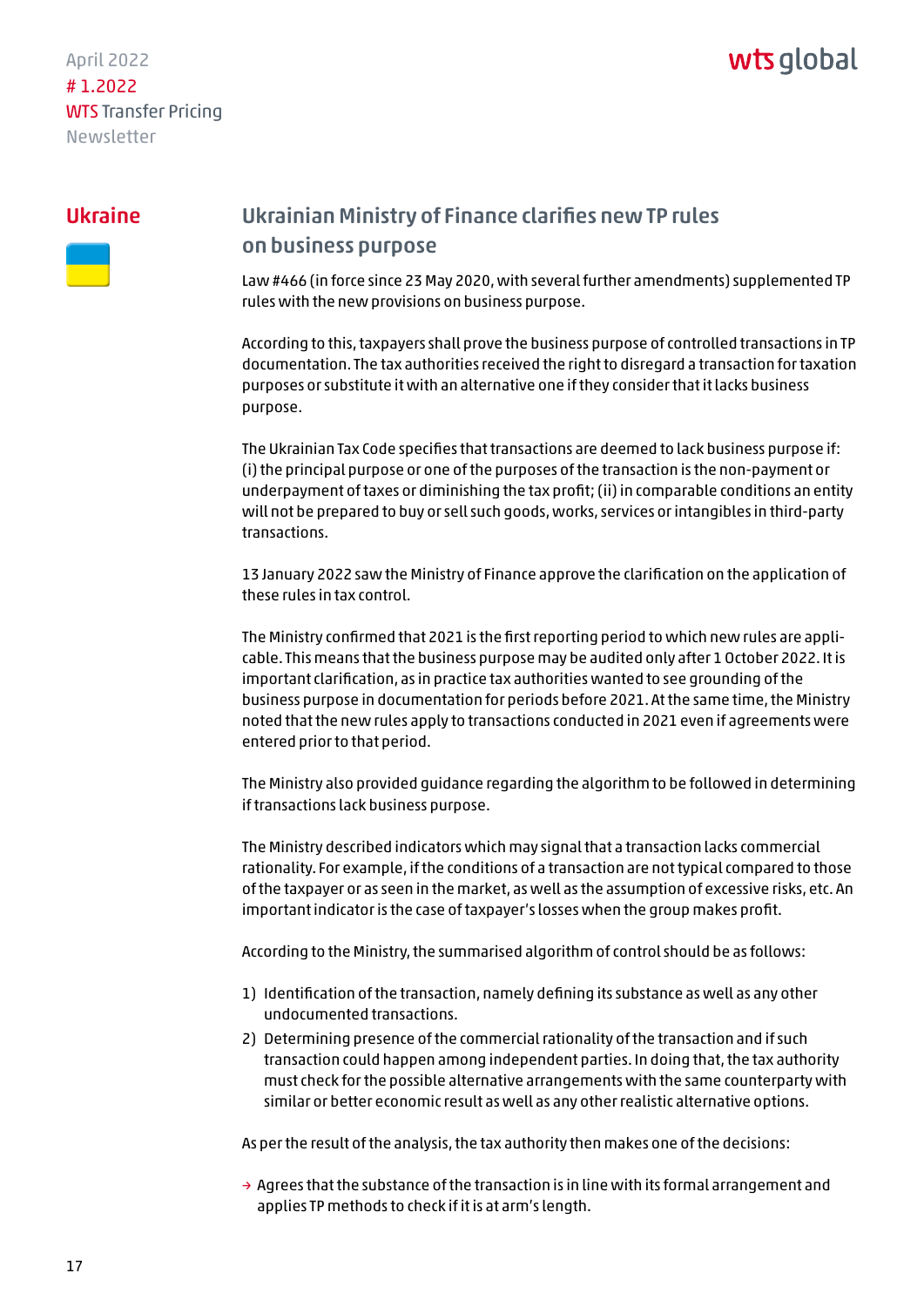## Ukraine

### Ukrainian Ministry of Finance clarifies new TP rules on business purpose

Law #466 (in force since 23 May 2020, with several further amendments) supplemented TP rules with the new provisions on business purpose.

According to this, taxpayers shall prove the business purpose of controlled transactions in TP documentation. The tax authorities received the right to disregard a transaction for taxation purposes or substitute it with an alternative one if they consider that it lacks business purpose.

The Ukrainian Tax Code specifies that transactions are deemed to lack business purpose if: (i) the principal purpose or one of the purposes of the transaction is the non-payment or underpayment of taxes or diminishing the tax profit; (ii) in comparable conditions an entity will not be prepared to buy or sell such goods, works, services or intangibles in third-party transactions.

13 January 2022 saw the Ministry of Finance approve the clarification on the application of these rules in tax control.

The Ministry confirmed that 2021 is the first reporting period to which new rules are applicable. This means that the business purpose may be audited only after 1 October 2022. It is important clarification, as in practice tax authorities wanted to see grounding of the business purpose in documentation for periods before 2021. At the same time, the Ministry noted that the new rules apply to transactions conducted in 2021 even if agreements were entered prior to that period.

The Ministry also provided guidance regarding the algorithm to be followed in determining if transactions lack business purpose.

The Ministry described indicators which may signal that a transaction lacks commercial rationality. For example, if the conditions of a transaction are not typical compared to those of the taxpayer or as seen in the market, as well as the assumption of excessive risks, etc. An important indicator is the case of taxpayer's losses when the group makes profit.

According to the Ministry, the summarised algorithm of control should be as follows:

1) Identification of the transaction, namely defining its substance as well as any other undocumented transactions.
2) Determining presence of the commercial rationality of the transaction and if such transaction could happen among independent parties. In doing that, the tax authority must check for the possible alternative arrangements with the same counterparty with similar or better economic result as well as any other realistic alternative options.

As per the result of the analysis, the tax authority then makes one of the decisions:

- Agrees that the substance of the transaction is in line with its formal arrangement and applies TP methods to check if it is at arm's length.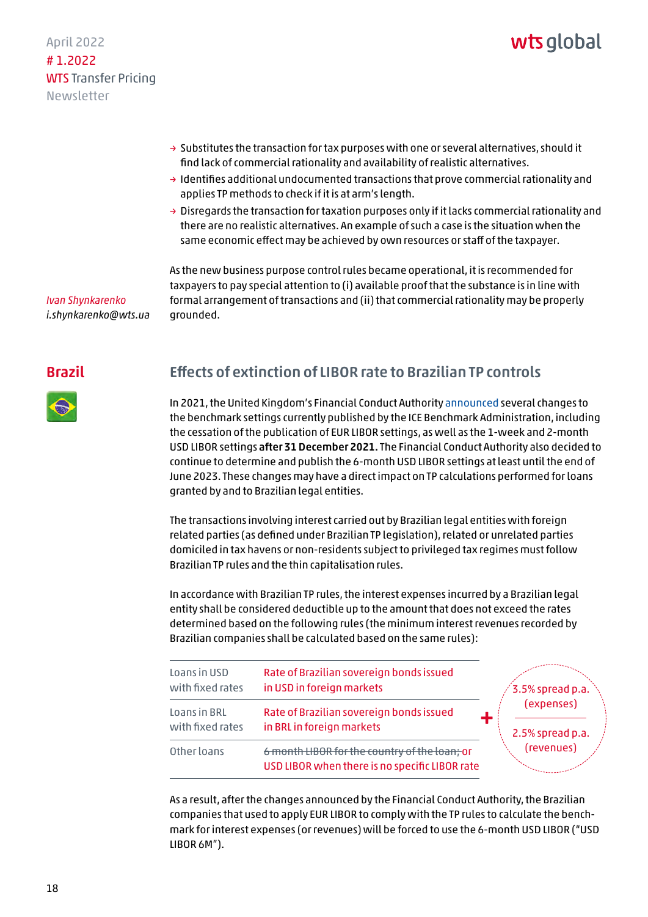- Substitutes the transaction for tax purposes with one or several alternatives, should it find lack of commercial rationality and availability of realistic alternatives.
- Identifies additional undocumented transactions that prove commercial rationality and applies TP methods to check if it is at arm's length.
- Disregards the transaction for taxation purposes only if it lacks commercial rationality and there are no realistic alternatives. An example of such a case is the situation when the same economic effect may be achieved by own resources or staff of the taxpayer.

As the new business purpose control rules became operational, it is recommended for taxpayers to pay special attention to (i) available proof that the substance is in line with formal arrangement of transactions and (ii) that commercial rationality may be properly grounded.

*Ivan Shynkarenko*
*i.shynkarenko@wts.ua*

## Brazil

### Effects of extinction of LIBOR rate to Brazilian TP controls

In 2021, the United Kingdom's Financial Conduct Authority announced several changes to the benchmark settings currently published by the ICE Benchmark Administration, including the cessation of the publication of EUR LIBOR settings, as well as the 1-week and 2-month USD LIBOR settings **after 31 December 2021.** The Financial Conduct Authority also decided to continue to determine and publish the 6-month USD LIBOR settings at least until the end of June 2023. These changes may have a direct impact on TP calculations performed for loans granted by and to Brazilian legal entities.

The transactions involving interest carried out by Brazilian legal entities with foreign related parties (as defined under Brazilian TP legislation), related or unrelated parties domiciled in tax havens or non-residents subject to privileged tax regimes must follow Brazilian TP rules and the thin capitalisation rules.

In accordance with Brazilian TP rules, the interest expenses incurred by a Brazilian legal entity shall be considered deductible up to the amount that does not exceed the rates determined based on the following rules (the minimum interest revenues recorded by Brazilian companies shall be calculated based on the same rules):

| | | | |
|---|---|---|---|
| Loans in USD with fixed rates | Rate of Brazilian sovereign bonds issued in USD in foreign markets | + | 3.5% spread p.a. (expenses) / 2.5% spread p.a. (revenues) |
| Loans in BRL with fixed rates | Rate of Brazilian sovereign bonds issued in BRL in foreign markets | | |
| Other loans | ~~6 month LIBOR for the country of the loan;~~ or USD LIBOR when there is no specific LIBOR rate | | |

As a result, after the changes announced by the Financial Conduct Authority, the Brazilian companies that used to apply EUR LIBOR to comply with the TP rules to calculate the benchmark for interest expenses (or revenues) will be forced to use the 6-month USD LIBOR ("USD LIBOR 6M").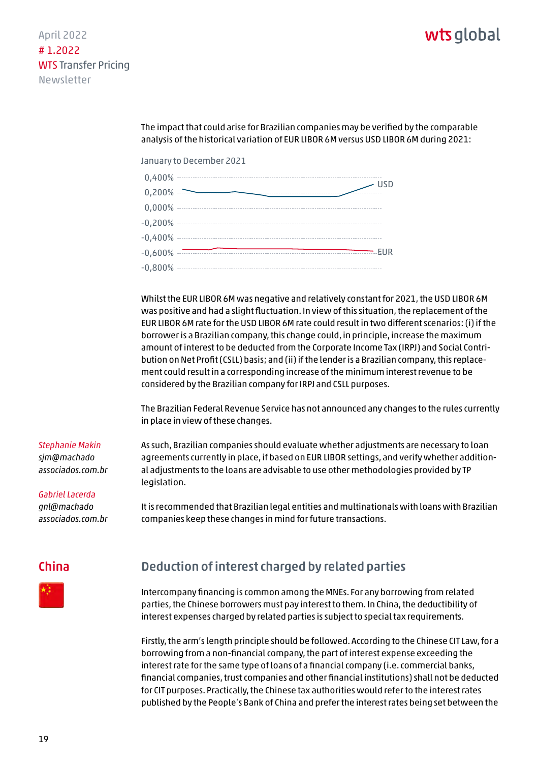The impact that could arise for Brazilian companies may be verified by the comparable analysis of the historical variation of EUR LIBOR 6M versus USD LIBOR 6M during 2021:

January to December 2021

Whilst the EUR LIBOR 6M was negative and relatively constant for 2021, the USD LIBOR 6M was positive and had a slight fluctuation. In view of this situation, the replacement of the EUR LIBOR 6M rate for the USD LIBOR 6M rate could result in two different scenarios: (i) if the borrower is a Brazilian company, this change could, in principle, increase the maximum amount of interest to be deducted from the Corporate Income Tax (IRPJ) and Social Contribution on Net Profit (CSLL) basis; and (ii) if the lender is a Brazilian company, this replacement could result in a corresponding increase of the minimum interest revenue to be considered by the Brazilian company for IRPJ and CSLL purposes.

The Brazilian Federal Revenue Service has not announced any changes to the rules currently in place in view of these changes.

As such, Brazilian companies should evaluate whether adjustments are necessary to loan agreements currently in place, if based on EUR LIBOR settings, and verify whether additional adjustments to the loans are advisable to use other methodologies provided by TP legislation.

It is recommended that Brazilian legal entities and multinationals with loans with Brazilian companies keep these changes in mind for future transactions.

*Stephanie Makin*
*sjm@machadoassociados.com.br*

*Gabriel Lacerda*
*gnl@machadoassociados.com.br*

## China

### Deduction of interest charged by related parties

Intercompany financing is common among the MNEs. For any borrowing from related parties, the Chinese borrowers must pay interest to them. In China, the deductibility of interest expenses charged by related parties is subject to special tax requirements.

Firstly, the arm's length principle should be followed. According to the Chinese CIT Law, for a borrowing from a non-financial company, the part of interest expense exceeding the interest rate for the same type of loans of a financial company (i.e. commercial banks, financial companies, trust companies and other financial institutions) shall not be deducted for CIT purposes. Practically, the Chinese tax authorities would refer to the interest rates published by the People's Bank of China and prefer the interest rates being set between the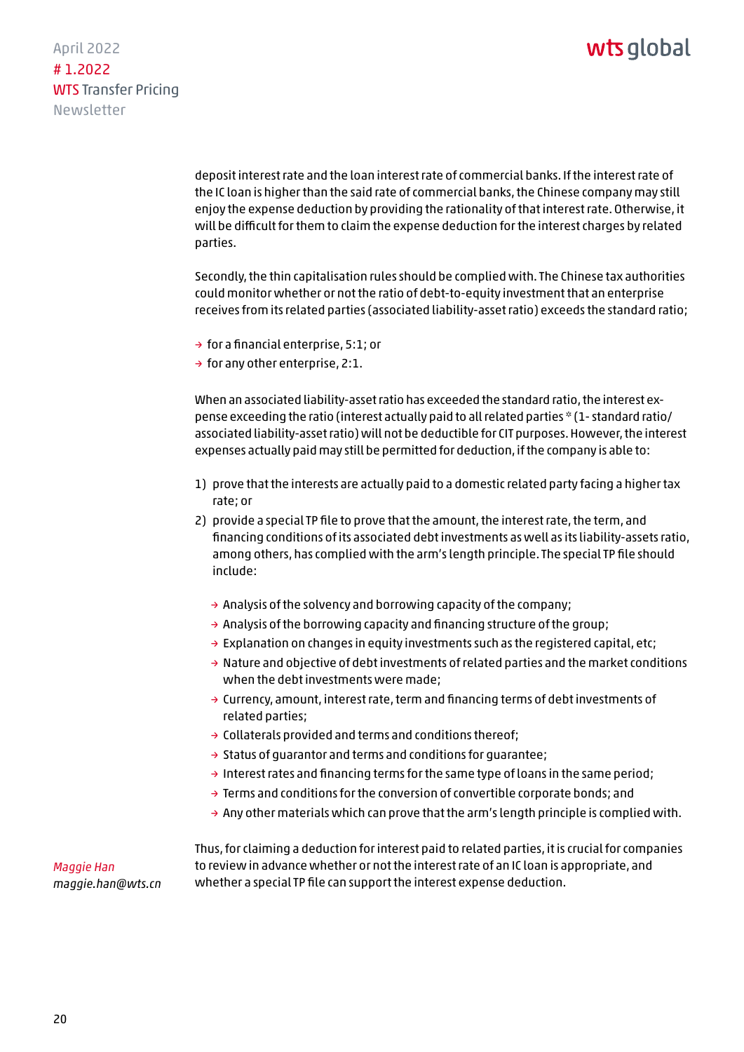deposit interest rate and the loan interest rate of commercial banks. If the interest rate of the IC loan is higher than the said rate of commercial banks, the Chinese company may still enjoy the expense deduction by providing the rationality of that interest rate. Otherwise, it will be difficult for them to claim the expense deduction for the interest charges by related parties.

Secondly, the thin capitalisation rules should be complied with. The Chinese tax authorities could monitor whether or not the ratio of debt-to-equity investment that an enterprise receives from its related parties (associated liability-asset ratio) exceeds the standard ratio;

- for a financial enterprise, 5:1; or
- for any other enterprise, 2:1.

When an associated liability-asset ratio has exceeded the standard ratio, the interest expense exceeding the ratio (interest actually paid to all related parties * (1- standard ratio/ associated liability-asset ratio) will not be deductible for CIT purposes. However, the interest expenses actually paid may still be permitted for deduction, if the company is able to:

1) prove that the interests are actually paid to a domestic related party facing a higher tax rate; or
2) provide a special TP file to prove that the amount, the interest rate, the term, and financing conditions of its associated debt investments as well as its liability-assets ratio, among others, has complied with the arm's length principle. The special TP file should include:
   - Analysis of the solvency and borrowing capacity of the company;
   - Analysis of the borrowing capacity and financing structure of the group;
   - Explanation on changes in equity investments such as the registered capital, etc;
   - Nature and objective of debt investments of related parties and the market conditions when the debt investments were made;
   - Currency, amount, interest rate, term and financing terms of debt investments of related parties;
   - Collaterals provided and terms and conditions thereof;
   - Status of guarantor and terms and conditions for guarantee;
   - Interest rates and financing terms for the same type of loans in the same period;
   - Terms and conditions for the conversion of convertible corporate bonds; and
   - Any other materials which can prove that the arm's length principle is complied with.

Thus, for claiming a deduction for interest paid to related parties, it is crucial for companies to review in advance whether or not the interest rate of an IC loan is appropriate, and whether a special TP file can support the interest expense deduction.

*Maggie Han*
*maggie.han@wts.cn*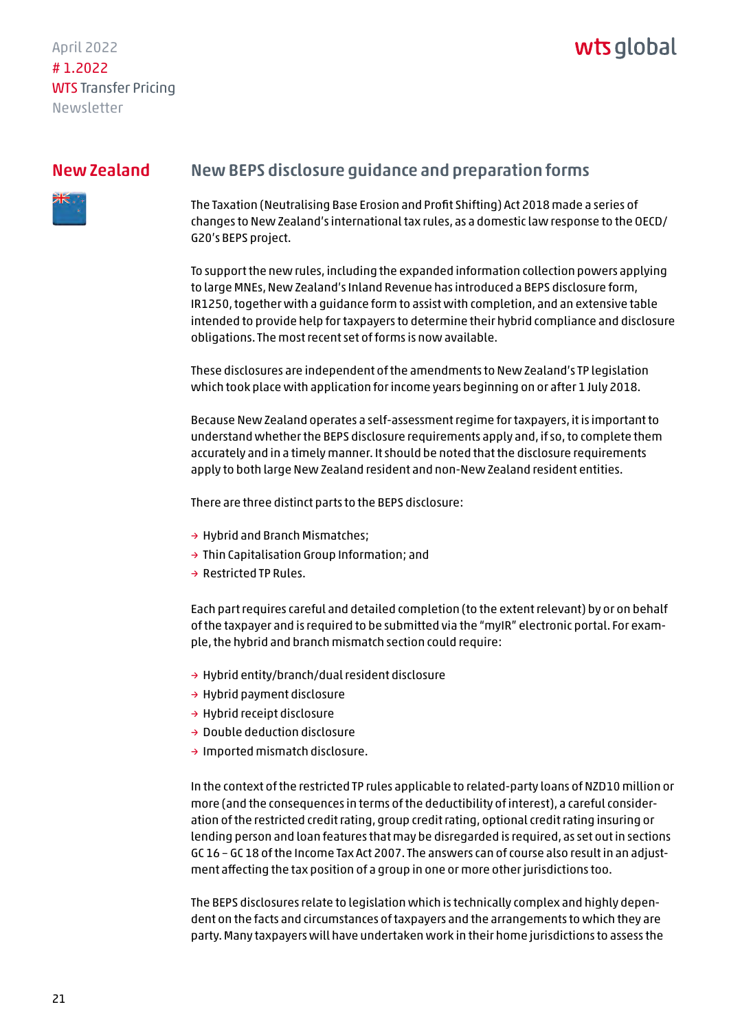## New Zealand

### New BEPS disclosure guidance and preparation forms

The Taxation (Neutralising Base Erosion and Profit Shifting) Act 2018 made a series of changes to New Zealand's international tax rules, as a domestic law response to the OECD/G20's BEPS project.

To support the new rules, including the expanded information collection powers applying to large MNEs, New Zealand's Inland Revenue has introduced a BEPS disclosure form, IR1250, together with a guidance form to assist with completion, and an extensive table intended to provide help for taxpayers to determine their hybrid compliance and disclosure obligations. The most recent set of forms is now available.

These disclosures are independent of the amendments to New Zealand's TP legislation which took place with application for income years beginning on or after 1 July 2018.

Because New Zealand operates a self-assessment regime for taxpayers, it is important to understand whether the BEPS disclosure requirements apply and, if so, to complete them accurately and in a timely manner. It should be noted that the disclosure requirements apply to both large New Zealand resident and non-New Zealand resident entities.

There are three distinct parts to the BEPS disclosure:

- Hybrid and Branch Mismatches;
- Thin Capitalisation Group Information; and
- Restricted TP Rules.

Each part requires careful and detailed completion (to the extent relevant) by or on behalf of the taxpayer and is required to be submitted via the "myIR" electronic portal. For example, the hybrid and branch mismatch section could require:

- Hybrid entity/branch/dual resident disclosure
- Hybrid payment disclosure
- Hybrid receipt disclosure
- Double deduction disclosure
- Imported mismatch disclosure.

In the context of the restricted TP rules applicable to related-party loans of NZD10 million or more (and the consequences in terms of the deductibility of interest), a careful consideration of the restricted credit rating, group credit rating, optional credit rating insuring or lending person and loan features that may be disregarded is required, as set out in sections GC 16 – GC 18 of the Income Tax Act 2007. The answers can of course also result in an adjustment affecting the tax position of a group in one or more other jurisdictions too.

The BEPS disclosures relate to legislation which is technically complex and highly dependent on the facts and circumstances of taxpayers and the arrangements to which they are party. Many taxpayers will have undertaken work in their home jurisdictions to assess the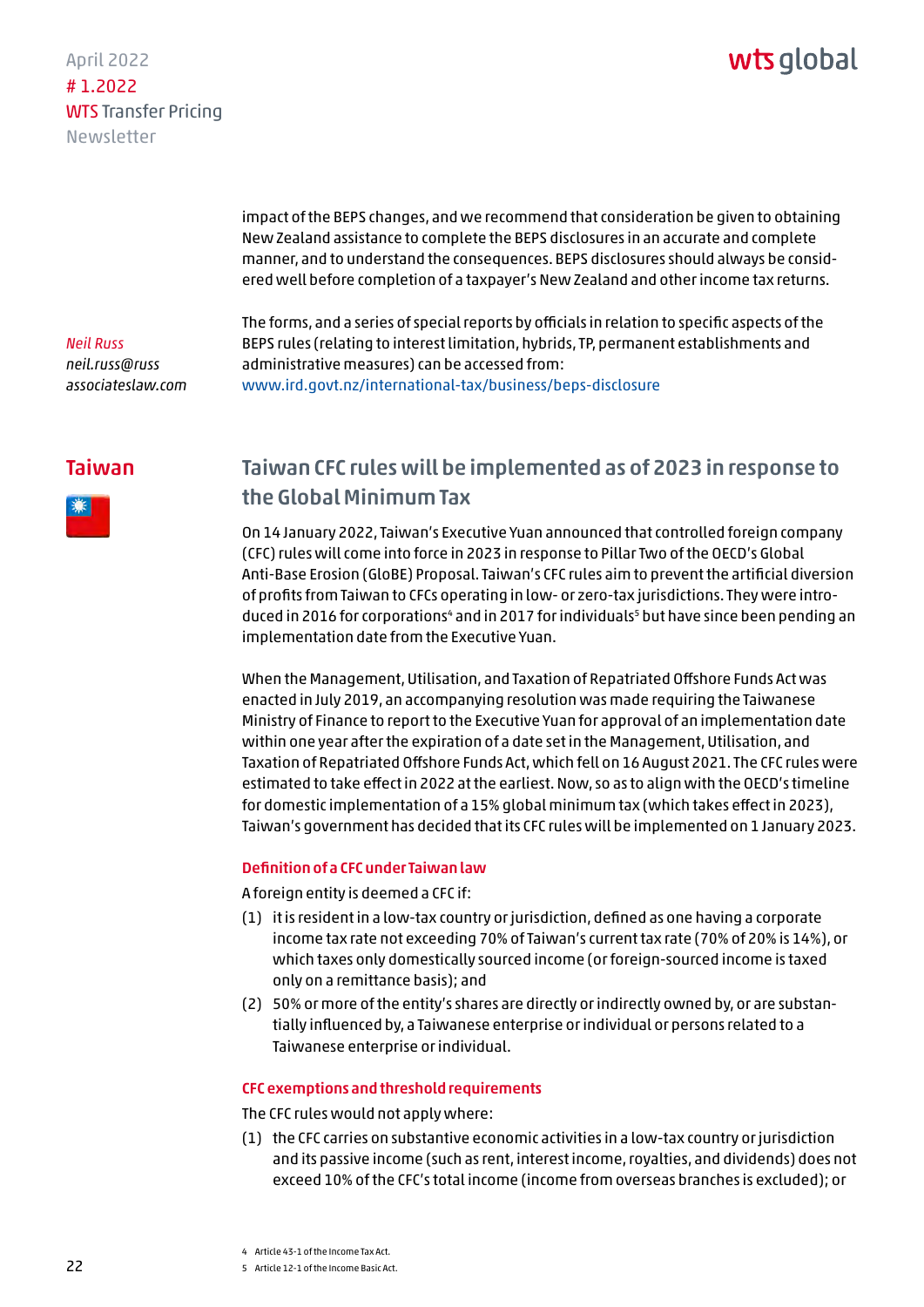impact of the BEPS changes, and we recommend that consideration be given to obtaining New Zealand assistance to complete the BEPS disclosures in an accurate and complete manner, and to understand the consequences. BEPS disclosures should always be considered well before completion of a taxpayer's New Zealand and other income tax returns.

The forms, and a series of special reports by officials in relation to specific aspects of the BEPS rules (relating to interest limitation, hybrids, TP, permanent establishments and administrative measures) can be accessed from: www.ird.govt.nz/international-tax/business/beps-disclosure

*Neil Russ*
*neil.russ@russassociateslaw.com*

## Taiwan

### Taiwan CFC rules will be implemented as of 2023 in response to the Global Minimum Tax

On 14 January 2022, Taiwan's Executive Yuan announced that controlled foreign company (CFC) rules will come into force in 2023 in response to Pillar Two of the OECD's Global Anti-Base Erosion (GloBE) Proposal. Taiwan's CFC rules aim to prevent the artificial diversion of profits from Taiwan to CFCs operating in low- or zero-tax jurisdictions. They were introduced in 2016 for corporations[4] and in 2017 for individuals[5] but have since been pending an implementation date from the Executive Yuan.

When the Management, Utilisation, and Taxation of Repatriated Offshore Funds Act was enacted in July 2019, an accompanying resolution was made requiring the Taiwanese Ministry of Finance to report to the Executive Yuan for approval of an implementation date within one year after the expiration of a date set in the Management, Utilisation, and Taxation of Repatriated Offshore Funds Act, which fell on 16 August 2021. The CFC rules were estimated to take effect in 2022 at the earliest. Now, so as to align with the OECD's timeline for domestic implementation of a 15% global minimum tax (which takes effect in 2023), Taiwan's government has decided that its CFC rules will be implemented on 1 January 2023.

#### Definition of a CFC under Taiwan law

A foreign entity is deemed a CFC if:

(1) it is resident in a low-tax country or jurisdiction, defined as one having a corporate income tax rate not exceeding 70% of Taiwan's current tax rate (70% of 20% is 14%), or which taxes only domestically sourced income (or foreign-sourced income is taxed only on a remittance basis); and

(2) 50% or more of the entity's shares are directly or indirectly owned by, or are substantially influenced by, a Taiwanese enterprise or individual or persons related to a Taiwanese enterprise or individual.

#### CFC exemptions and threshold requirements

The CFC rules would not apply where:

(1) the CFC carries on substantive economic activities in a low-tax country or jurisdiction and its passive income (such as rent, interest income, royalties, and dividends) does not exceed 10% of the CFC's total income (income from overseas branches is excluded); or

4 Article 43-1 of the Income Tax Act.

5 Article 12-1 of the Income Basic Act.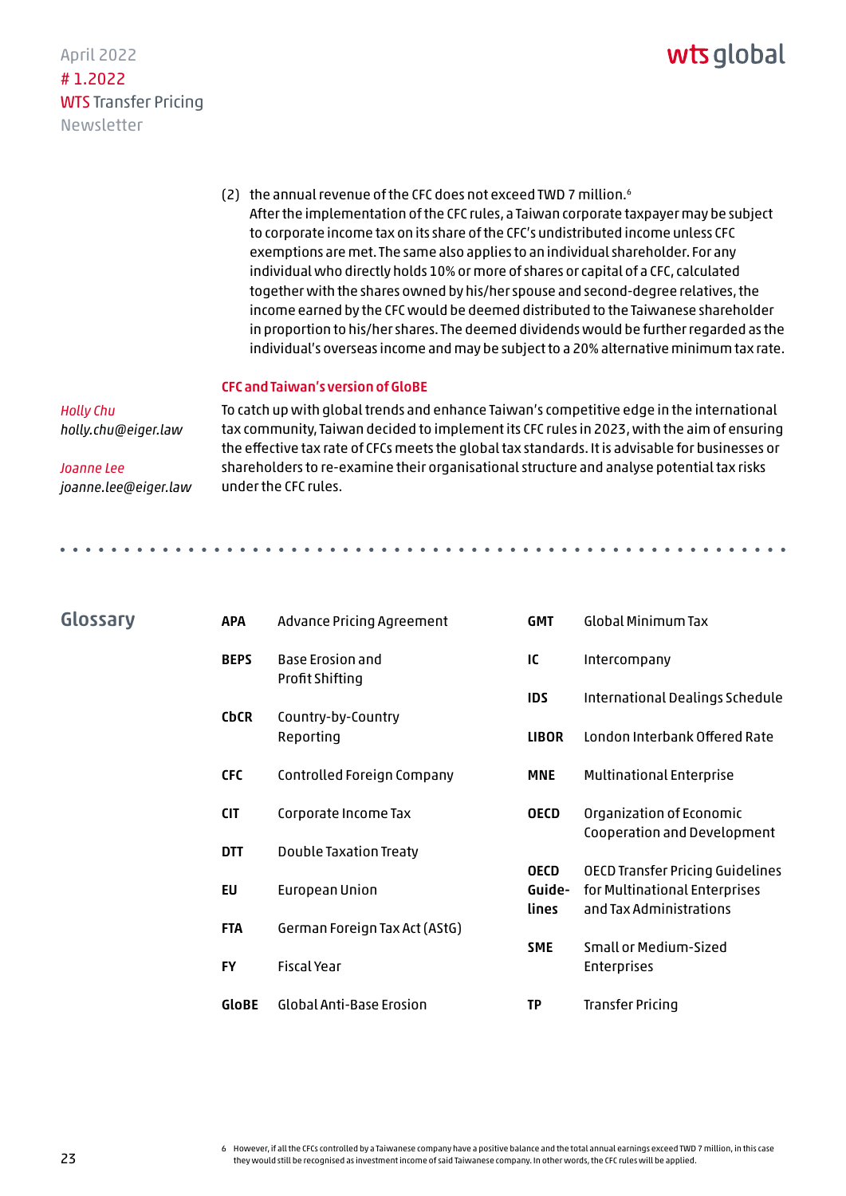(2) the annual revenue of the CFC does not exceed TWD 7 million.[6]
After the implementation of the CFC rules, a Taiwan corporate taxpayer may be subject to corporate income tax on its share of the CFC's undistributed income unless CFC exemptions are met. The same also applies to an individual shareholder. For any individual who directly holds 10% or more of shares or capital of a CFC, calculated together with the shares owned by his/her spouse and second-degree relatives, the income earned by the CFC would be deemed distributed to the Taiwanese shareholder in proportion to his/her shares. The deemed dividends would be further regarded as the individual's overseas income and may be subject to a 20% alternative minimum tax rate.

**CFC and Taiwan's version of GloBE**

To catch up with global trends and enhance Taiwan's competitive edge in the international tax community, Taiwan decided to implement its CFC rules in 2023, with the aim of ensuring the effective tax rate of CFCs meets the global tax standards. It is advisable for businesses or shareholders to re-examine their organisational structure and analyse potential tax risks under the CFC rules.

*Holly Chu*
*holly.chu@eiger.law*

*Joanne Lee*
*joanne.lee@eiger.law*

## Glossary

| | |
|---|---|
| **APA** | Advance Pricing Agreement |
| **BEPS** | Base Erosion and Profit Shifting |
| **CbCR** | Country-by-Country Reporting |
| **CFC** | Controlled Foreign Company |
| **CIT** | Corporate Income Tax |
| **DTT** | Double Taxation Treaty |
| **EU** | European Union |
| **FTA** | German Foreign Tax Act (AStG) |
| **FY** | Fiscal Year |
| **GloBE** | Global Anti-Base Erosion |
| **GMT** | Global Minimum Tax |
| **IC** | Intercompany |
| **IDS** | International Dealings Schedule |
| **LIBOR** | London Interbank Offered Rate |
| **MNE** | Multinational Enterprise |
| **OECD** | Organization of Economic Cooperation and Development |
| **OECD Guidelines** | OECD Transfer Pricing Guidelines for Multinational Enterprises and Tax Administrations |
| **SME** | Small or Medium-Sized Enterprises |
| **TP** | Transfer Pricing |

[6] However, if all the CFCs controlled by a Taiwanese company have a positive balance and the total annual earnings exceed TWD 7 million, in this case they would still be recognised as investment income of said Taiwanese company. In other words, the CFC rules will be applied.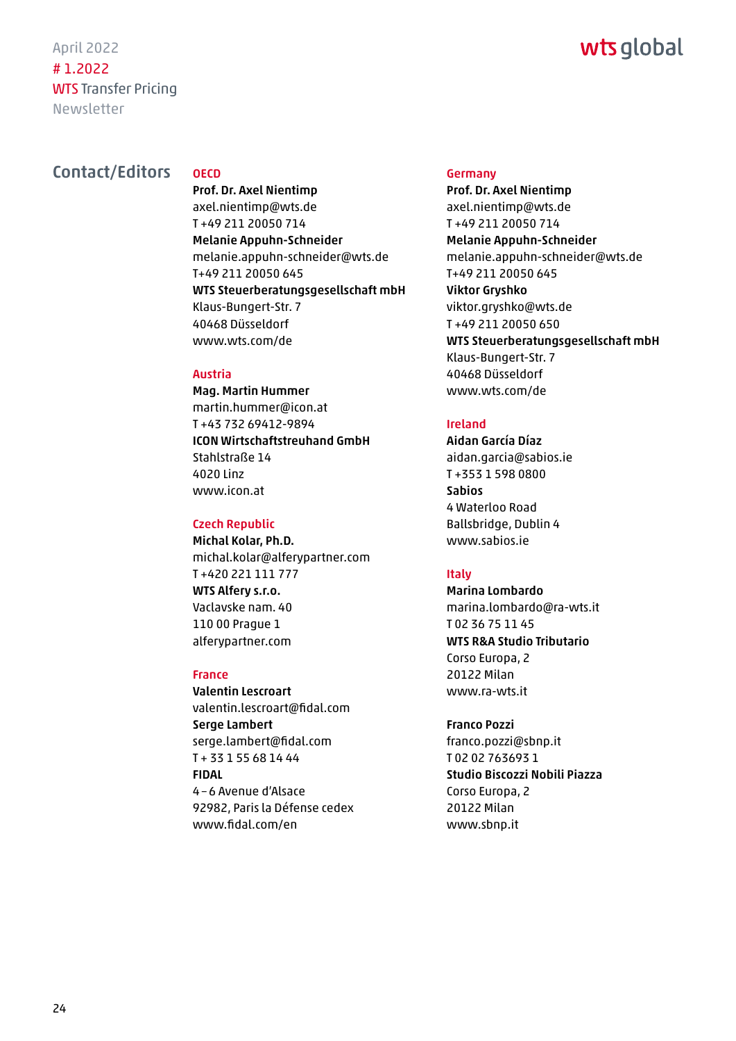## Contact/Editors

**OECD**

**Prof. Dr. Axel Nientimp**
axel.nientimp@wts.de
T +49 211 20050 714

**Melanie Appuhn-Schneider**
melanie.appuhn-schneider@wts.de
T+49 211 20050 645

**WTS Steuerberatungsgesellschaft mbH**
Klaus-Bungert-Str. 7
40468 Düsseldorf
www.wts.com/de

**Austria**

**Mag. Martin Hummer**
martin.hummer@icon.at
T +43 732 69412-9894

**ICON Wirtschaftstreuhand GmbH**
Stahlstraße 14
4020 Linz
www.icon.at

**Czech Republic**

**Michal Kolar, Ph.D.**
michal.kolar@alferypartner.com
T +420 221 111 777

**WTS Alfery s.r.o.**
Vaclavske nam. 40
110 00 Prague 1
alferypartner.com

**France**

**Valentin Lescroart**
valentin.lescroart@fidal.com

**Serge Lambert**
serge.lambert@fidal.com
T + 33 1 55 68 14 44

**FIDAL**
4 – 6 Avenue d'Alsace
92982, Paris la Défense cedex
www.fidal.com/en

**Germany**

**Prof. Dr. Axel Nientimp**
axel.nientimp@wts.de
T +49 211 20050 714

**Melanie Appuhn-Schneider**
melanie.appuhn-schneider@wts.de
T+49 211 20050 645

**Viktor Gryshko**
viktor.gryshko@wts.de
T +49 211 20050 650

**WTS Steuerberatungsgesellschaft mbH**
Klaus-Bungert-Str. 7
40468 Düsseldorf
www.wts.com/de

**Ireland**

**Aidan García Díaz**
aidan.garcia@sabios.ie
T +353 1 598 0800

**Sabios**
4 Waterloo Road
Ballsbridge, Dublin 4
www.sabios.ie

**Italy**

**Marina Lombardo**
marina.lombardo@ra-wts.it
T 02 36 75 11 45

**WTS R&A Studio Tributario**
Corso Europa, 2
20122 Milan
www.ra-wts.it

**Franco Pozzi**
franco.pozzi@sbnp.it
T 02 02 763693 1

**Studio Biscozzi Nobili Piazza**
Corso Europa, 2
20122 Milan
www.sbnp.it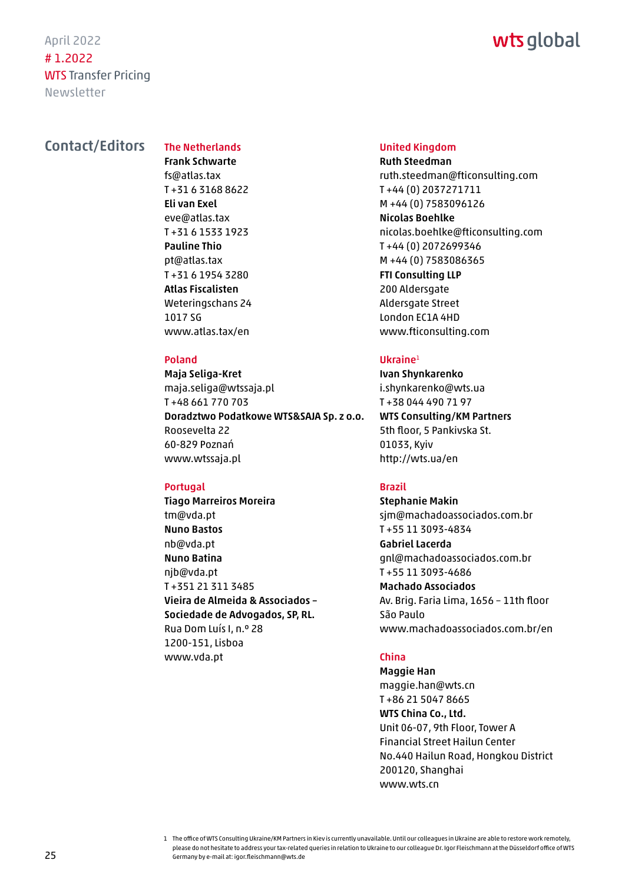## Contact/Editors

### The Netherlands

**Frank Schwarte**
fs@atlas.tax
T +31 6 3168 8622

**Eli van Exel**
eve@atlas.tax
T +31 6 1533 1923

**Pauline Thio**
pt@atlas.tax
T +31 6 1954 3280

**Atlas Fiscalisten**
Weteringschans 24
1017 SG
www.atlas.tax/en

### Poland

**Maja Seliga-Kret**
maja.seliga@wtssaja.pl
T +48 661 770 703

**Doradztwo Podatkowe WTS&SAJA Sp. z o.o.**
Roosevelta 22
60-829 Poznań
www.wtssaja.pl

### Portugal

**Tiago Marreiros Moreira**
tm@vda.pt

**Nuno Bastos**
nb@vda.pt

**Nuno Batina**
njb@vda.pt
T +351 21 311 3485

**Vieira de Almeida & Associados – Sociedade de Advogados, SP, RL.**
Rua Dom Luís I, n.º 28
1200-151, Lisboa
www.vda.pt

### United Kingdom

**Ruth Steedman**
ruth.steedman@fticonsulting.com
T +44 (0) 2037271711
M +44 (0) 7583096126

**Nicolas Boehlke**
nicolas.boehlke@fticonsulting.com
T +44 (0) 2072699346
M +44 (0) 7583086365

**FTI Consulting LLP**
200 Aldersgate
Aldersgate Street
London EC1A 4HD
www.fticonsulting.com

### Ukraine[1]

**Ivan Shynkarenko**
i.shynkarenko@wts.ua
T +38 044 490 71 97

**WTS Consulting/KM Partners**
5th floor, 5 Pankivska St.
01033, Kyiv
http://wts.ua/en

### Brazil

**Stephanie Makin**
sjm@machadoassociados.com.br
T +55 11 3093-4834

**Gabriel Lacerda**
gnl@machadoassociados.com.br
T +55 11 3093-4686

**Machado Associados**
Av. Brig. Faria Lima, 1656 – 11th floor
São Paulo
www.machadoassociados.com.br/en

### China

**Maggie Han**
maggie.han@wts.cn
T +86 21 5047 8665

**WTS China Co., Ltd.**
Unit 06-07, 9th Floor, Tower A
Financial Street Hailun Center
No.440 Hailun Road, Hongkou District
200120, Shanghai
www.wts.cn

---

1 The office of WTS Consulting Ukraine/KM Partners in Kiev is currently unavailable. Until our colleagues in Ukraine are able to restore work remotely, please do not hesitate to address your tax-related queries in relation to Ukraine to our colleague Dr. Igor Fleischmann at the Düsseldorf office of WTS Germany by e-mail at: igor.fleischmann@wts.de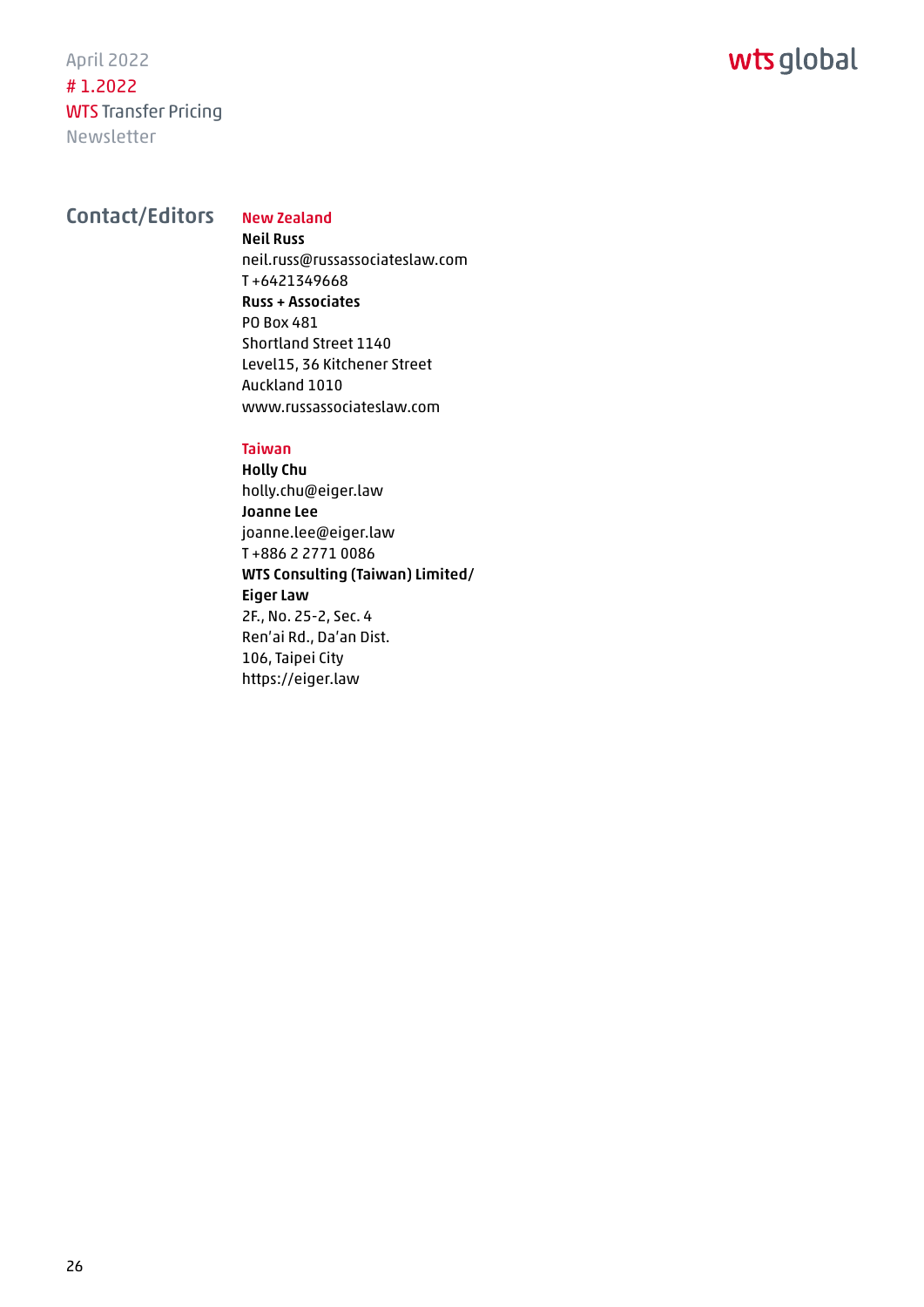## Contact/Editors

**New Zealand**

**Neil Russ**
neil.russ@russassociateslaw.com
T +6421349668
**Russ + Associates**
PO Box 481
Shortland Street 1140
Level15, 36 Kitchener Street
Auckland 1010
www.russassociateslaw.com

**Taiwan**

**Holly Chu**
holly.chu@eiger.law
**Joanne Lee**
joanne.lee@eiger.law
T +886 2 2771 0086
**WTS Consulting (Taiwan) Limited/**
**Eiger Law**
2F., No. 25-2, Sec. 4
Ren'ai Rd., Da'an Dist.
106, Taipei City
https://eiger.law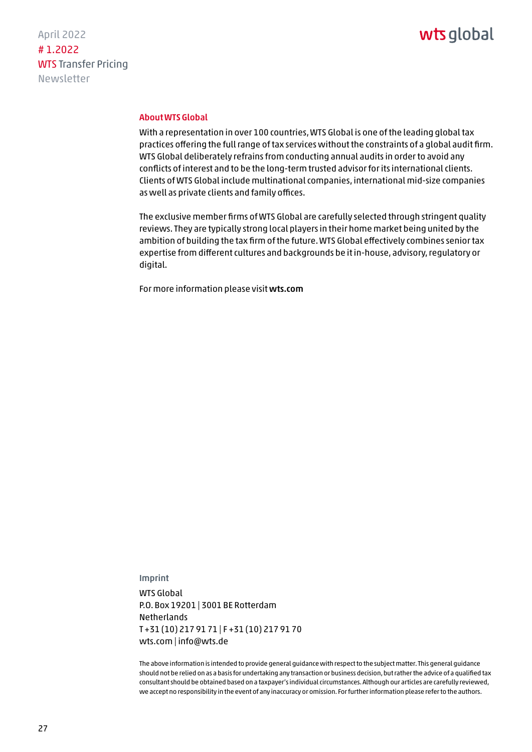## About WTS Global

With a representation in over 100 countries, WTS Global is one of the leading global tax practices offering the full range of tax services without the constraints of a global audit firm. WTS Global deliberately refrains from conducting annual audits in order to avoid any conflicts of interest and to be the long-term trusted advisor for its international clients. Clients of WTS Global include multinational companies, international mid-size companies as well as private clients and family offices.

The exclusive member firms of WTS Global are carefully selected through stringent quality reviews. They are typically strong local players in their home market being united by the ambition of building the tax firm of the future. WTS Global effectively combines senior tax expertise from different cultures and backgrounds be it in-house, advisory, regulatory or digital.

For more information please visit **wts.com**

### Imprint

WTS Global
P.O. Box 19201 | 3001 BE Rotterdam
Netherlands
T +31 (10) 217 91 71 | F +31 (10) 217 91 70
wts.com | info@wts.de

The above information is intended to provide general guidance with respect to the subject matter. This general guidance should not be relied on as a basis for undertaking any transaction or business decision, but rather the advice of a qualified tax consultant should be obtained based on a taxpayer's individual circumstances. Although our articles are carefully reviewed, we accept no responsibility in the event of any inaccuracy or omission. For further information please refer to the authors.